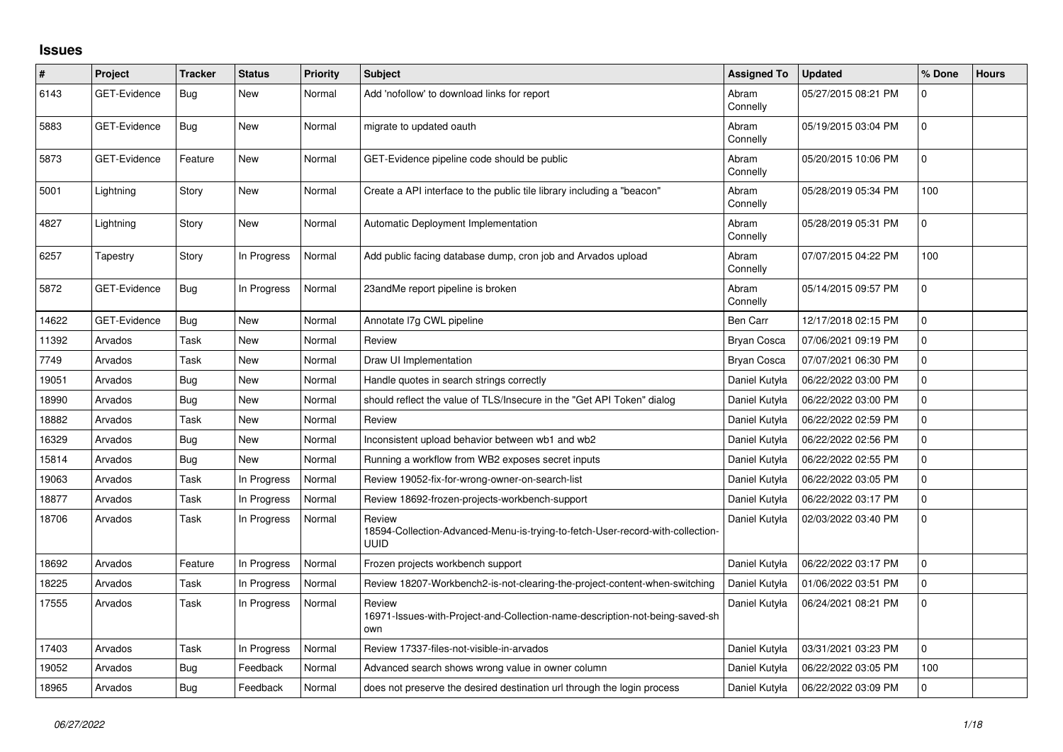## Issues

| # | Project | Tracker | Status | Priority | Subject | Assigned To | Updated | % Done | Hours |
|---|---|---|---|---|---|---|---|---|---|
| 6143 | GET-Evidence | Bug | New | Normal | Add 'nofollow' to download links for report | Abram Connelly | 05/27/2015 08:21 PM | 0 | |
| 5883 | GET-Evidence | Bug | New | Normal | migrate to updated oauth | Abram Connelly | 05/19/2015 03:04 PM | 0 | |
| 5873 | GET-Evidence | Feature | New | Normal | GET-Evidence pipeline code should be public | Abram Connelly | 05/20/2015 10:06 PM | 0 | |
| 5001 | Lightning | Story | New | Normal | Create a API interface to the public tile library including a "beacon" | Abram Connelly | 05/28/2019 05:34 PM | 100 | |
| 4827 | Lightning | Story | New | Normal | Automatic Deployment Implementation | Abram Connelly | 05/28/2019 05:31 PM | 0 | |
| 6257 | Tapestry | Story | In Progress | Normal | Add public facing database dump, cron job and Arvados upload | Abram Connelly | 07/07/2015 04:22 PM | 100 | |
| 5872 | GET-Evidence | Bug | In Progress | Normal | 23andMe report pipeline is broken | Abram Connelly | 05/14/2015 09:57 PM | 0 | |
| 14622 | GET-Evidence | Bug | New | Normal | Annotate l7g CWL pipeline | Ben Carr | 12/17/2018 02:15 PM | 0 | |
| 11392 | Arvados | Task | New | Normal | Review | Bryan Cosca | 07/06/2021 09:19 PM | 0 | |
| 7749 | Arvados | Task | New | Normal | Draw UI Implementation | Bryan Cosca | 07/07/2021 06:30 PM | 0 | |
| 19051 | Arvados | Bug | New | Normal | Handle quotes in search strings correctly | Daniel Kutyła | 06/22/2022 03:00 PM | 0 | |
| 18990 | Arvados | Bug | New | Normal | should reflect the value of TLS/Insecure in the "Get API Token" dialog | Daniel Kutyła | 06/22/2022 03:00 PM | 0 | |
| 18882 | Arvados | Task | New | Normal | Review | Daniel Kutyła | 06/22/2022 02:59 PM | 0 | |
| 16329 | Arvados | Bug | New | Normal | Inconsistent upload behavior between wb1 and wb2 | Daniel Kutyła | 06/22/2022 02:56 PM | 0 | |
| 15814 | Arvados | Bug | New | Normal | Running a workflow from WB2 exposes secret inputs | Daniel Kutyła | 06/22/2022 02:55 PM | 0 | |
| 19063 | Arvados | Task | In Progress | Normal | Review 19052-fix-for-wrong-owner-on-search-list | Daniel Kutyła | 06/22/2022 03:05 PM | 0 | |
| 18877 | Arvados | Task | In Progress | Normal | Review 18692-frozen-projects-workbench-support | Daniel Kutyła | 06/22/2022 03:17 PM | 0 | |
| 18706 | Arvados | Task | In Progress | Normal | Review 18594-Collection-Advanced-Menu-is-trying-to-fetch-User-record-with-collection-UUID | Daniel Kutyła | 02/03/2022 03:40 PM | 0 | |
| 18692 | Arvados | Feature | In Progress | Normal | Frozen projects workbench support | Daniel Kutyła | 06/22/2022 03:17 PM | 0 | |
| 18225 | Arvados | Task | In Progress | Normal | Review 18207-Workbench2-is-not-clearing-the-project-content-when-switching | Daniel Kutyła | 01/06/2022 03:51 PM | 0 | |
| 17555 | Arvados | Task | In Progress | Normal | Review 16971-Issues-with-Project-and-Collection-name-description-not-being-saved-shown | Daniel Kutyła | 06/24/2021 08:21 PM | 0 | |
| 17403 | Arvados | Task | In Progress | Normal | Review 17337-files-not-visible-in-arvados | Daniel Kutyła | 03/31/2021 03:23 PM | 0 | |
| 19052 | Arvados | Bug | Feedback | Normal | Advanced search shows wrong value in owner column | Daniel Kutyła | 06/22/2022 03:05 PM | 100 | |
| 18965 | Arvados | Bug | Feedback | Normal | does not preserve the desired destination url through the login process | Daniel Kutyła | 06/22/2022 03:09 PM | 0 | |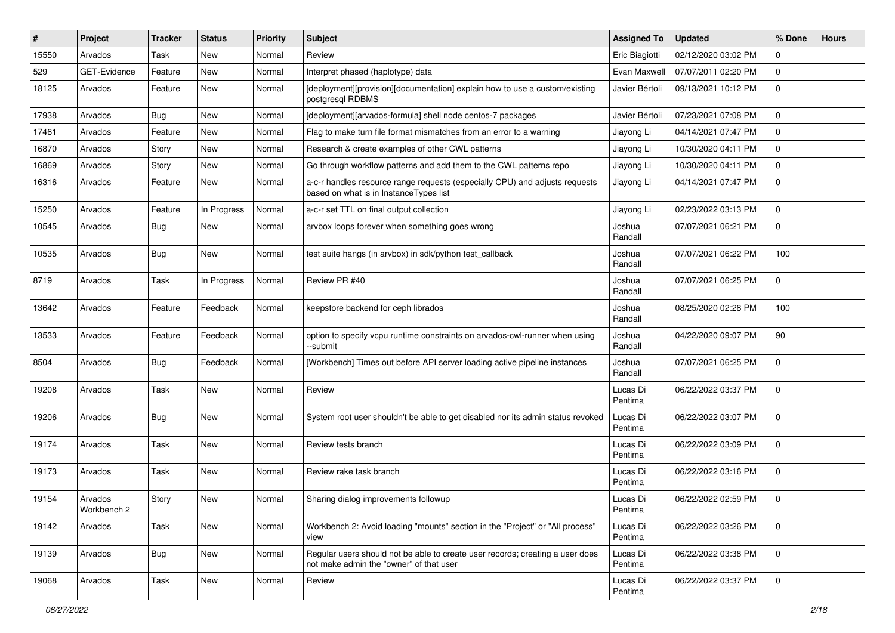| # | Project | Tracker | Status | Priority | Subject | Assigned To | Updated | % Done | Hours |
|---|---|---|---|---|---|---|---|---|---|
| 15550 | Arvados | Task | New | Normal | Review | Eric Biagiotti | 02/12/2020 03:02 PM | 0 | |
| 529 | GET-Evidence | Feature | New | Normal | Interpret phased (haplotype) data | Evan Maxwell | 07/07/2011 02:20 PM | 0 | |
| 18125 | Arvados | Feature | New | Normal | [deployment][provision][documentation] explain how to use a custom/existing postgresql RDBMS | Javier Bértoli | 09/13/2021 10:12 PM | 0 | |
| 17938 | Arvados | Bug | New | Normal | [deployment][arvados-formula] shell node centos-7 packages | Javier Bértoli | 07/23/2021 07:08 PM | 0 | |
| 17461 | Arvados | Feature | New | Normal | Flag to make turn file format mismatches from an error to a warning | Jiayong Li | 04/14/2021 07:47 PM | 0 | |
| 16870 | Arvados | Story | New | Normal | Research & create examples of other CWL patterns | Jiayong Li | 10/30/2020 04:11 PM | 0 | |
| 16869 | Arvados | Story | New | Normal | Go through workflow patterns and add them to the CWL patterns repo | Jiayong Li | 10/30/2020 04:11 PM | 0 | |
| 16316 | Arvados | Feature | New | Normal | a-c-r handles resource range requests (especially CPU) and adjusts requests based on what is in InstanceTypes list | Jiayong Li | 04/14/2021 07:47 PM | 0 | |
| 15250 | Arvados | Feature | In Progress | Normal | a-c-r set TTL on final output collection | Jiayong Li | 02/23/2022 03:13 PM | 0 | |
| 10545 | Arvados | Bug | New | Normal | arvbox loops forever when something goes wrong | Joshua Randall | 07/07/2021 06:21 PM | 0 | |
| 10535 | Arvados | Bug | New | Normal | test suite hangs (in arvbox) in sdk/python test_callback | Joshua Randall | 07/07/2021 06:22 PM | 100 | |
| 8719 | Arvados | Task | In Progress | Normal | Review PR #40 | Joshua Randall | 07/07/2021 06:25 PM | 0 | |
| 13642 | Arvados | Feature | Feedback | Normal | keepstore backend for ceph librados | Joshua Randall | 08/25/2020 02:28 PM | 100 | |
| 13533 | Arvados | Feature | Feedback | Normal | option to specify vcpu runtime constraints on arvados-cwl-runner when using --submit | Joshua Randall | 04/22/2020 09:07 PM | 90 | |
| 8504 | Arvados | Bug | Feedback | Normal | [Workbench] Times out before API server loading active pipeline instances | Joshua Randall | 07/07/2021 06:25 PM | 0 | |
| 19208 | Arvados | Task | New | Normal | Review | Lucas Di Pentima | 06/22/2022 03:37 PM | 0 | |
| 19206 | Arvados | Bug | New | Normal | System root user shouldn't be able to get disabled nor its admin status revoked | Lucas Di Pentima | 06/22/2022 03:07 PM | 0 | |
| 19174 | Arvados | Task | New | Normal | Review tests branch | Lucas Di Pentima | 06/22/2022 03:09 PM | 0 | |
| 19173 | Arvados | Task | New | Normal | Review rake task branch | Lucas Di Pentima | 06/22/2022 03:16 PM | 0 | |
| 19154 | Arvados Workbench 2 | Story | New | Normal | Sharing dialog improvements followup | Lucas Di Pentima | 06/22/2022 02:59 PM | 0 | |
| 19142 | Arvados | Task | New | Normal | Workbench 2: Avoid loading "mounts" section in the "Project" or "All process" view | Lucas Di Pentima | 06/22/2022 03:26 PM | 0 | |
| 19139 | Arvados | Bug | New | Normal | Regular users should not be able to create user records; creating a user does not make admin the "owner" of that user | Lucas Di Pentima | 06/22/2022 03:38 PM | 0 | |
| 19068 | Arvados | Task | New | Normal | Review | Lucas Di Pentima | 06/22/2022 03:37 PM | 0 | |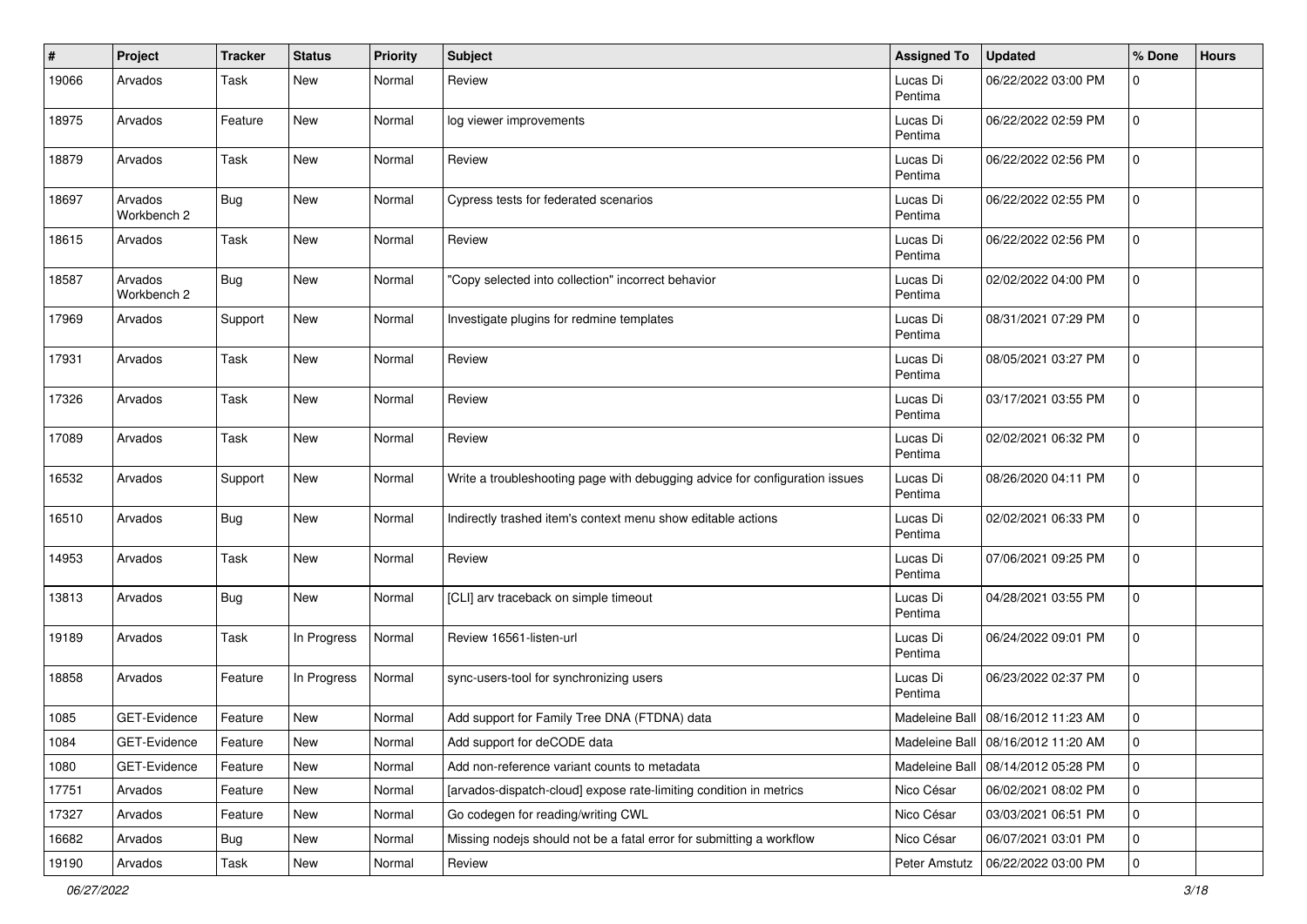| # | Project | Tracker | Status | Priority | Subject | Assigned To | Updated | % Done | Hours |
|---|---|---|---|---|---|---|---|---|---|
| 19066 | Arvados | Task | New | Normal | Review | Lucas Di Pentima | 06/22/2022 03:00 PM | 0 | |
| 18975 | Arvados | Feature | New | Normal | log viewer improvements | Lucas Di Pentima | 06/22/2022 02:59 PM | 0 | |
| 18879 | Arvados | Task | New | Normal | Review | Lucas Di Pentima | 06/22/2022 02:56 PM | 0 | |
| 18697 | Arvados Workbench 2 | Bug | New | Normal | Cypress tests for federated scenarios | Lucas Di Pentima | 06/22/2022 02:55 PM | 0 | |
| 18615 | Arvados | Task | New | Normal | Review | Lucas Di Pentima | 06/22/2022 02:56 PM | 0 | |
| 18587 | Arvados Workbench 2 | Bug | New | Normal | "Copy selected into collection" incorrect behavior | Lucas Di Pentima | 02/02/2022 04:00 PM | 0 | |
| 17969 | Arvados | Support | New | Normal | Investigate plugins for redmine templates | Lucas Di Pentima | 08/31/2021 07:29 PM | 0 | |
| 17931 | Arvados | Task | New | Normal | Review | Lucas Di Pentima | 08/05/2021 03:27 PM | 0 | |
| 17326 | Arvados | Task | New | Normal | Review | Lucas Di Pentima | 03/17/2021 03:55 PM | 0 | |
| 17089 | Arvados | Task | New | Normal | Review | Lucas Di Pentima | 02/02/2021 06:32 PM | 0 | |
| 16532 | Arvados | Support | New | Normal | Write a troubleshooting page with debugging advice for configuration issues | Lucas Di Pentima | 08/26/2020 04:11 PM | 0 | |
| 16510 | Arvados | Bug | New | Normal | Indirectly trashed item's context menu show editable actions | Lucas Di Pentima | 02/02/2021 06:33 PM | 0 | |
| 14953 | Arvados | Task | New | Normal | Review | Lucas Di Pentima | 07/06/2021 09:25 PM | 0 | |
| 13813 | Arvados | Bug | New | Normal | [CLI] arv traceback on simple timeout | Lucas Di Pentima | 04/28/2021 03:55 PM | 0 | |
| 19189 | Arvados | Task | In Progress | Normal | Review 16561-listen-url | Lucas Di Pentima | 06/24/2022 09:01 PM | 0 | |
| 18858 | Arvados | Feature | In Progress | Normal | sync-users-tool for synchronizing users | Lucas Di Pentima | 06/23/2022 02:37 PM | 0 | |
| 1085 | GET-Evidence | Feature | New | Normal | Add support for Family Tree DNA (FTDNA) data | Madeleine Ball | 08/16/2012 11:23 AM | 0 | |
| 1084 | GET-Evidence | Feature | New | Normal | Add support for deCODE data | Madeleine Ball | 08/16/2012 11:20 AM | 0 | |
| 1080 | GET-Evidence | Feature | New | Normal | Add non-reference variant counts to metadata | Madeleine Ball | 08/14/2012 05:28 PM | 0 | |
| 17751 | Arvados | Feature | New | Normal | [arvados-dispatch-cloud] expose rate-limiting condition in metrics | Nico César | 06/02/2021 08:02 PM | 0 | |
| 17327 | Arvados | Feature | New | Normal | Go codegen for reading/writing CWL | Nico César | 03/03/2021 06:51 PM | 0 | |
| 16682 | Arvados | Bug | New | Normal | Missing nodejs should not be a fatal error for submitting a workflow | Nico César | 06/07/2021 03:01 PM | 0 | |
| 19190 | Arvados | Task | New | Normal | Review | Peter Amstutz | 06/22/2022 03:00 PM | 0 | |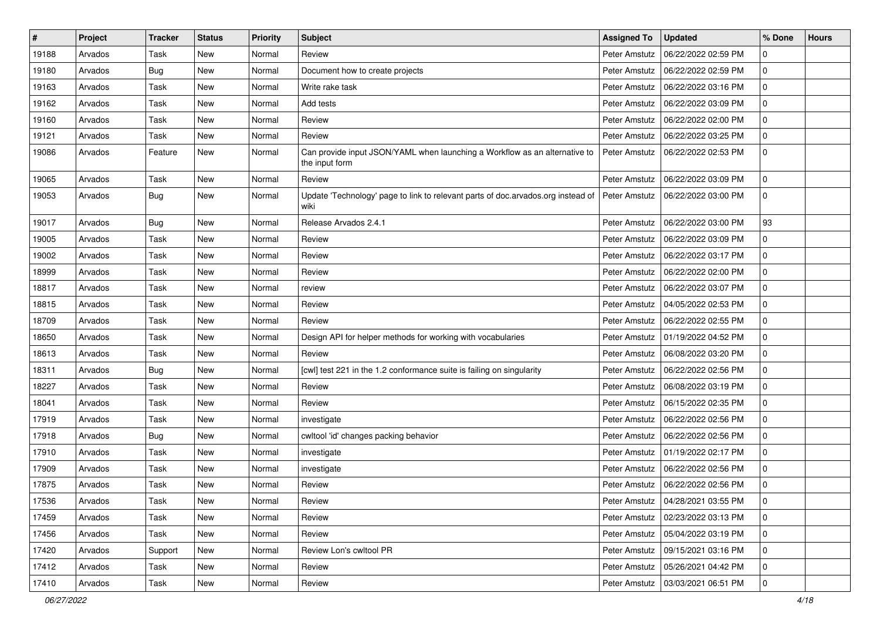| # | Project | Tracker | Status | Priority | Subject | Assigned To | Updated | % Done | Hours |
|---|---|---|---|---|---|---|---|---|---|
| 19188 | Arvados | Task | New | Normal | Review | Peter Amstutz | 06/22/2022 02:59 PM | 0 | |
| 19180 | Arvados | Bug | New | Normal | Document how to create projects | Peter Amstutz | 06/22/2022 02:59 PM | 0 | |
| 19163 | Arvados | Task | New | Normal | Write rake task | Peter Amstutz | 06/22/2022 03:16 PM | 0 | |
| 19162 | Arvados | Task | New | Normal | Add tests | Peter Amstutz | 06/22/2022 03:09 PM | 0 | |
| 19160 | Arvados | Task | New | Normal | Review | Peter Amstutz | 06/22/2022 02:00 PM | 0 | |
| 19121 | Arvados | Task | New | Normal | Review | Peter Amstutz | 06/22/2022 03:25 PM | 0 | |
| 19086 | Arvados | Feature | New | Normal | Can provide input JSON/YAML when launching a Workflow as an alternative to the input form | Peter Amstutz | 06/22/2022 02:53 PM | 0 | |
| 19065 | Arvados | Task | New | Normal | Review | Peter Amstutz | 06/22/2022 03:09 PM | 0 | |
| 19053 | Arvados | Bug | New | Normal | Update 'Technology' page to link to relevant parts of doc.arvados.org instead of wiki | Peter Amstutz | 06/22/2022 03:00 PM | 0 | |
| 19017 | Arvados | Bug | New | Normal | Release Arvados 2.4.1 | Peter Amstutz | 06/22/2022 03:00 PM | 93 | |
| 19005 | Arvados | Task | New | Normal | Review | Peter Amstutz | 06/22/2022 03:09 PM | 0 | |
| 19002 | Arvados | Task | New | Normal | Review | Peter Amstutz | 06/22/2022 03:17 PM | 0 | |
| 18999 | Arvados | Task | New | Normal | Review | Peter Amstutz | 06/22/2022 02:00 PM | 0 | |
| 18817 | Arvados | Task | New | Normal | review | Peter Amstutz | 06/22/2022 03:07 PM | 0 | |
| 18815 | Arvados | Task | New | Normal | Review | Peter Amstutz | 04/05/2022 02:53 PM | 0 | |
| 18709 | Arvados | Task | New | Normal | Review | Peter Amstutz | 06/22/2022 02:55 PM | 0 | |
| 18650 | Arvados | Task | New | Normal | Design API for helper methods for working with vocabularies | Peter Amstutz | 01/19/2022 04:52 PM | 0 | |
| 18613 | Arvados | Task | New | Normal | Review | Peter Amstutz | 06/08/2022 03:20 PM | 0 | |
| 18311 | Arvados | Bug | New | Normal | [cwl] test 221 in the 1.2 conformance suite is failing on singularity | Peter Amstutz | 06/22/2022 02:56 PM | 0 | |
| 18227 | Arvados | Task | New | Normal | Review | Peter Amstutz | 06/08/2022 03:19 PM | 0 | |
| 18041 | Arvados | Task | New | Normal | Review | Peter Amstutz | 06/15/2022 02:35 PM | 0 | |
| 17919 | Arvados | Task | New | Normal | investigate | Peter Amstutz | 06/22/2022 02:56 PM | 0 | |
| 17918 | Arvados | Bug | New | Normal | cwltool 'id' changes packing behavior | Peter Amstutz | 06/22/2022 02:56 PM | 0 | |
| 17910 | Arvados | Task | New | Normal | investigate | Peter Amstutz | 01/19/2022 02:17 PM | 0 | |
| 17909 | Arvados | Task | New | Normal | investigate | Peter Amstutz | 06/22/2022 02:56 PM | 0 | |
| 17875 | Arvados | Task | New | Normal | Review | Peter Amstutz | 06/22/2022 02:56 PM | 0 | |
| 17536 | Arvados | Task | New | Normal | Review | Peter Amstutz | 04/28/2021 03:55 PM | 0 | |
| 17459 | Arvados | Task | New | Normal | Review | Peter Amstutz | 02/23/2022 03:13 PM | 0 | |
| 17456 | Arvados | Task | New | Normal | Review | Peter Amstutz | 05/04/2022 03:19 PM | 0 | |
| 17420 | Arvados | Support | New | Normal | Review Lon's cwltool PR | Peter Amstutz | 09/15/2021 03:16 PM | 0 | |
| 17412 | Arvados | Task | New | Normal | Review | Peter Amstutz | 05/26/2021 04:42 PM | 0 | |
| 17410 | Arvados | Task | New | Normal | Review | Peter Amstutz | 03/03/2021 06:51 PM | 0 | |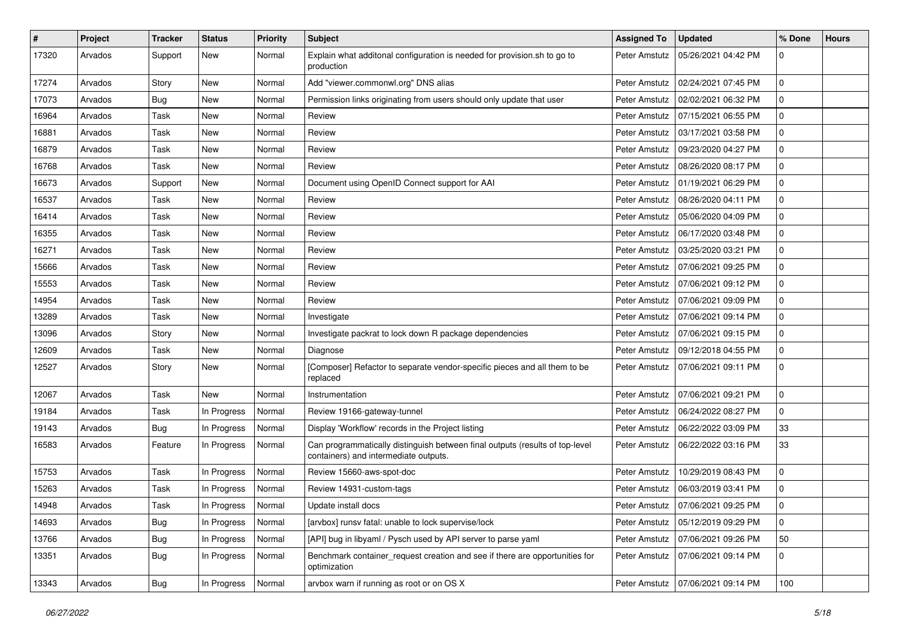| # | Project | Tracker | Status | Priority | Subject | Assigned To | Updated | % Done | Hours |
|---|---|---|---|---|---|---|---|---|---|
| 17320 | Arvados | Support | New | Normal | Explain what additonal configuration is needed for provision.sh to go to production | Peter Amstutz | 05/26/2021 04:42 PM | 0 | |
| 17274 | Arvados | Story | New | Normal | Add "viewer.commonwl.org" DNS alias | Peter Amstutz | 02/24/2021 07:45 PM | 0 | |
| 17073 | Arvados | Bug | New | Normal | Permission links originating from users should only update that user | Peter Amstutz | 02/02/2021 06:32 PM | 0 | |
| 16964 | Arvados | Task | New | Normal | Review | Peter Amstutz | 07/15/2021 06:55 PM | 0 | |
| 16881 | Arvados | Task | New | Normal | Review | Peter Amstutz | 03/17/2021 03:58 PM | 0 | |
| 16879 | Arvados | Task | New | Normal | Review | Peter Amstutz | 09/23/2020 04:27 PM | 0 | |
| 16768 | Arvados | Task | New | Normal | Review | Peter Amstutz | 08/26/2020 08:17 PM | 0 | |
| 16673 | Arvados | Support | New | Normal | Document using OpenID Connect support for AAI | Peter Amstutz | 01/19/2021 06:29 PM | 0 | |
| 16537 | Arvados | Task | New | Normal | Review | Peter Amstutz | 08/26/2020 04:11 PM | 0 | |
| 16414 | Arvados | Task | New | Normal | Review | Peter Amstutz | 05/06/2020 04:09 PM | 0 | |
| 16355 | Arvados | Task | New | Normal | Review | Peter Amstutz | 06/17/2020 03:48 PM | 0 | |
| 16271 | Arvados | Task | New | Normal | Review | Peter Amstutz | 03/25/2020 03:21 PM | 0 | |
| 15666 | Arvados | Task | New | Normal | Review | Peter Amstutz | 07/06/2021 09:25 PM | 0 | |
| 15553 | Arvados | Task | New | Normal | Review | Peter Amstutz | 07/06/2021 09:12 PM | 0 | |
| 14954 | Arvados | Task | New | Normal | Review | Peter Amstutz | 07/06/2021 09:09 PM | 0 | |
| 13289 | Arvados | Task | New | Normal | Investigate | Peter Amstutz | 07/06/2021 09:14 PM | 0 | |
| 13096 | Arvados | Story | New | Normal | Investigate packrat to lock down R package dependencies | Peter Amstutz | 07/06/2021 09:15 PM | 0 | |
| 12609 | Arvados | Task | New | Normal | Diagnose | Peter Amstutz | 09/12/2018 04:55 PM | 0 | |
| 12527 | Arvados | Story | New | Normal | [Composer] Refactor to separate vendor-specific pieces and all them to be replaced | Peter Amstutz | 07/06/2021 09:11 PM | 0 | |
| 12067 | Arvados | Task | New | Normal | Instrumentation | Peter Amstutz | 07/06/2021 09:21 PM | 0 | |
| 19184 | Arvados | Task | In Progress | Normal | Review 19166-gateway-tunnel | Peter Amstutz | 06/24/2022 08:27 PM | 0 | |
| 19143 | Arvados | Bug | In Progress | Normal | Display 'Workflow' records in the Project listing | Peter Amstutz | 06/22/2022 03:09 PM | 33 | |
| 16583 | Arvados | Feature | In Progress | Normal | Can programmatically distinguish between final outputs (results of top-level containers) and intermediate outputs. | Peter Amstutz | 06/22/2022 03:16 PM | 33 | |
| 15753 | Arvados | Task | In Progress | Normal | Review 15660-aws-spot-doc | Peter Amstutz | 10/29/2019 08:43 PM | 0 | |
| 15263 | Arvados | Task | In Progress | Normal | Review 14931-custom-tags | Peter Amstutz | 06/03/2019 03:41 PM | 0 | |
| 14948 | Arvados | Task | In Progress | Normal | Update install docs | Peter Amstutz | 07/06/2021 09:25 PM | 0 | |
| 14693 | Arvados | Bug | In Progress | Normal | [arvbox] runsv fatal: unable to lock supervise/lock | Peter Amstutz | 05/12/2019 09:29 PM | 0 | |
| 13766 | Arvados | Bug | In Progress | Normal | [API] bug in libyaml / Pysch used by API server to parse yaml | Peter Amstutz | 07/06/2021 09:26 PM | 50 | |
| 13351 | Arvados | Bug | In Progress | Normal | Benchmark container_request creation and see if there are opportunities for optimization | Peter Amstutz | 07/06/2021 09:14 PM | 0 | |
| 13343 | Arvados | Bug | In Progress | Normal | arvbox warn if running as root or on OS X | Peter Amstutz | 07/06/2021 09:14 PM | 100 | |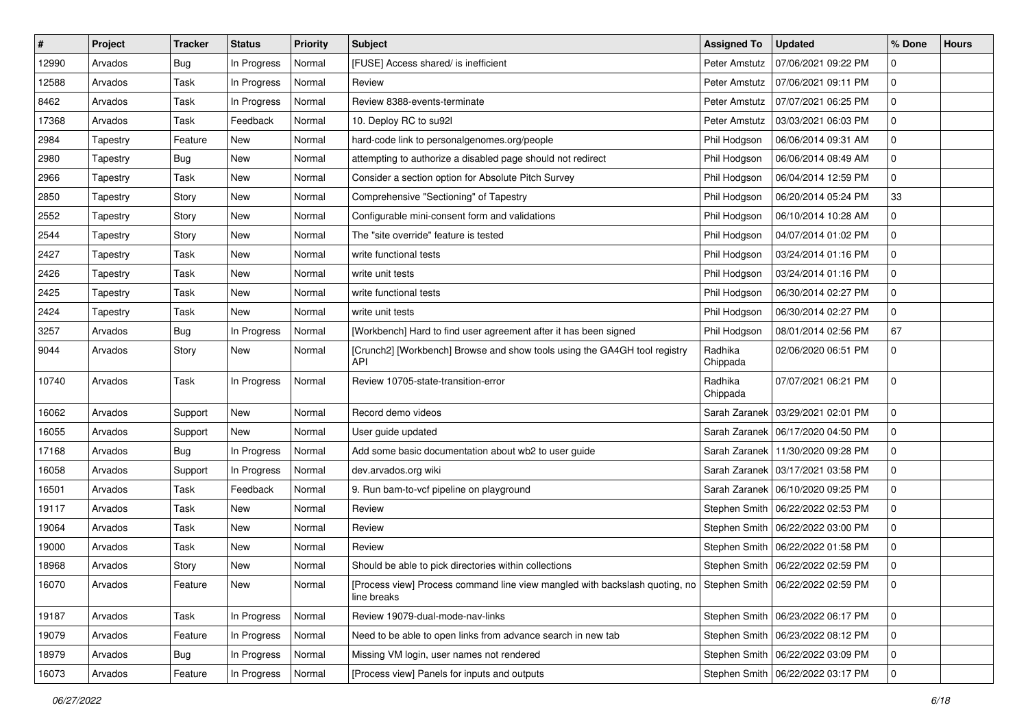| # | Project | Tracker | Status | Priority | Subject | Assigned To | Updated | % Done | Hours |
|---|---|---|---|---|---|---|---|---|---|
| 12990 | Arvados | Bug | In Progress | Normal | [FUSE] Access shared/ is inefficient | Peter Amstutz | 07/06/2021 09:22 PM | 0 | |
| 12588 | Arvados | Task | In Progress | Normal | Review | Peter Amstutz | 07/06/2021 09:11 PM | 0 | |
| 8462 | Arvados | Task | In Progress | Normal | Review 8388-events-terminate | Peter Amstutz | 07/07/2021 06:25 PM | 0 | |
| 17368 | Arvados | Task | Feedback | Normal | 10. Deploy RC to su92l | Peter Amstutz | 03/03/2021 06:03 PM | 0 | |
| 2984 | Tapestry | Feature | New | Normal | hard-code link to personalgenomes.org/people | Phil Hodgson | 06/06/2014 09:31 AM | 0 | |
| 2980 | Tapestry | Bug | New | Normal | attempting to authorize a disabled page should not redirect | Phil Hodgson | 06/06/2014 08:49 AM | 0 | |
| 2966 | Tapestry | Task | New | Normal | Consider a section option for Absolute Pitch Survey | Phil Hodgson | 06/04/2014 12:59 PM | 0 | |
| 2850 | Tapestry | Story | New | Normal | Comprehensive "Sectioning" of Tapestry | Phil Hodgson | 06/20/2014 05:24 PM | 33 | |
| 2552 | Tapestry | Story | New | Normal | Configurable mini-consent form and validations | Phil Hodgson | 06/10/2014 10:28 AM | 0 | |
| 2544 | Tapestry | Story | New | Normal | The "site override" feature is tested | Phil Hodgson | 04/07/2014 01:02 PM | 0 | |
| 2427 | Tapestry | Task | New | Normal | write functional tests | Phil Hodgson | 03/24/2014 01:16 PM | 0 | |
| 2426 | Tapestry | Task | New | Normal | write unit tests | Phil Hodgson | 03/24/2014 01:16 PM | 0 | |
| 2425 | Tapestry | Task | New | Normal | write functional tests | Phil Hodgson | 06/30/2014 02:27 PM | 0 | |
| 2424 | Tapestry | Task | New | Normal | write unit tests | Phil Hodgson | 06/30/2014 02:27 PM | 0 | |
| 3257 | Arvados | Bug | In Progress | Normal | [Workbench] Hard to find user agreement after it has been signed | Phil Hodgson | 08/01/2014 02:56 PM | 67 | |
| 9044 | Arvados | Story | New | Normal | [Crunch2] [Workbench] Browse and show tools using the GA4GH tool registry API | Radhika Chippada | 02/06/2020 06:51 PM | 0 | |
| 10740 | Arvados | Task | In Progress | Normal | Review 10705-state-transition-error | Radhika Chippada | 07/07/2021 06:21 PM | 0 | |
| 16062 | Arvados | Support | New | Normal | Record demo videos | Sarah Zaranek | 03/29/2021 02:01 PM | 0 | |
| 16055 | Arvados | Support | New | Normal | User guide updated | Sarah Zaranek | 06/17/2020 04:50 PM | 0 | |
| 17168 | Arvados | Bug | In Progress | Normal | Add some basic documentation about wb2 to user guide | Sarah Zaranek | 11/30/2020 09:28 PM | 0 | |
| 16058 | Arvados | Support | In Progress | Normal | dev.arvados.org wiki | Sarah Zaranek | 03/17/2021 03:58 PM | 0 | |
| 16501 | Arvados | Task | Feedback | Normal | 9. Run bam-to-vcf pipeline on playground | Sarah Zaranek | 06/10/2020 09:25 PM | 0 | |
| 19117 | Arvados | Task | New | Normal | Review | Stephen Smith | 06/22/2022 02:53 PM | 0 | |
| 19064 | Arvados | Task | New | Normal | Review | Stephen Smith | 06/22/2022 03:00 PM | 0 | |
| 19000 | Arvados | Task | New | Normal | Review | Stephen Smith | 06/22/2022 01:58 PM | 0 | |
| 18968 | Arvados | Story | New | Normal | Should be able to pick directories within collections | Stephen Smith | 06/22/2022 02:59 PM | 0 | |
| 16070 | Arvados | Feature | New | Normal | [Process view] Process command line view mangled with backslash quoting, no line breaks | Stephen Smith | 06/22/2022 02:59 PM | 0 | |
| 19187 | Arvados | Task | In Progress | Normal | Review 19079-dual-mode-nav-links | Stephen Smith | 06/23/2022 06:17 PM | 0 | |
| 19079 | Arvados | Feature | In Progress | Normal | Need to be able to open links from advance search in new tab | Stephen Smith | 06/23/2022 08:12 PM | 0 | |
| 18979 | Arvados | Bug | In Progress | Normal | Missing VM login, user names not rendered | Stephen Smith | 06/22/2022 03:09 PM | 0 | |
| 16073 | Arvados | Feature | In Progress | Normal | [Process view] Panels for inputs and outputs | Stephen Smith | 06/22/2022 03:17 PM | 0 | |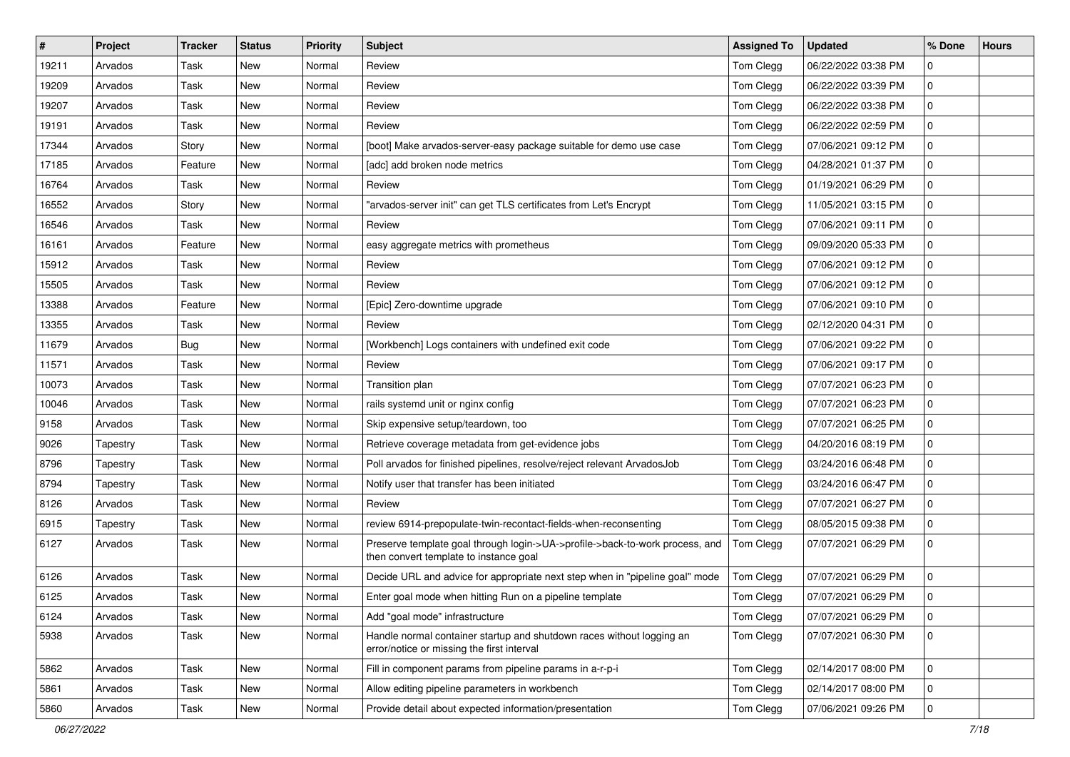| # | Project | Tracker | Status | Priority | Subject | Assigned To | Updated | % Done | Hours |
|---|---|---|---|---|---|---|---|---|---|
| 19211 | Arvados | Task | New | Normal | Review | Tom Clegg | 06/22/2022 03:38 PM | 0 | |
| 19209 | Arvados | Task | New | Normal | Review | Tom Clegg | 06/22/2022 03:39 PM | 0 | |
| 19207 | Arvados | Task | New | Normal | Review | Tom Clegg | 06/22/2022 03:38 PM | 0 | |
| 19191 | Arvados | Task | New | Normal | Review | Tom Clegg | 06/22/2022 02:59 PM | 0 | |
| 17344 | Arvados | Story | New | Normal | [boot] Make arvados-server-easy package suitable for demo use case | Tom Clegg | 07/06/2021 09:12 PM | 0 | |
| 17185 | Arvados | Feature | New | Normal | [adc] add broken node metrics | Tom Clegg | 04/28/2021 01:37 PM | 0 | |
| 16764 | Arvados | Task | New | Normal | Review | Tom Clegg | 01/19/2021 06:29 PM | 0 | |
| 16552 | Arvados | Story | New | Normal | "arvados-server init" can get TLS certificates from Let's Encrypt | Tom Clegg | 11/05/2021 03:15 PM | 0 | |
| 16546 | Arvados | Task | New | Normal | Review | Tom Clegg | 07/06/2021 09:11 PM | 0 | |
| 16161 | Arvados | Feature | New | Normal | easy aggregate metrics with prometheus | Tom Clegg | 09/09/2020 05:33 PM | 0 | |
| 15912 | Arvados | Task | New | Normal | Review | Tom Clegg | 07/06/2021 09:12 PM | 0 | |
| 15505 | Arvados | Task | New | Normal | Review | Tom Clegg | 07/06/2021 09:12 PM | 0 | |
| 13388 | Arvados | Feature | New | Normal | [Epic] Zero-downtime upgrade | Tom Clegg | 07/06/2021 09:10 PM | 0 | |
| 13355 | Arvados | Task | New | Normal | Review | Tom Clegg | 02/12/2020 04:31 PM | 0 | |
| 11679 | Arvados | Bug | New | Normal | [Workbench] Logs containers with undefined exit code | Tom Clegg | 07/06/2021 09:22 PM | 0 | |
| 11571 | Arvados | Task | New | Normal | Review | Tom Clegg | 07/06/2021 09:17 PM | 0 | |
| 10073 | Arvados | Task | New | Normal | Transition plan | Tom Clegg | 07/07/2021 06:23 PM | 0 | |
| 10046 | Arvados | Task | New | Normal | rails systemd unit or nginx config | Tom Clegg | 07/07/2021 06:23 PM | 0 | |
| 9158 | Arvados | Task | New | Normal | Skip expensive setup/teardown, too | Tom Clegg | 07/07/2021 06:25 PM | 0 | |
| 9026 | Tapestry | Task | New | Normal | Retrieve coverage metadata from get-evidence jobs | Tom Clegg | 04/20/2016 08:19 PM | 0 | |
| 8796 | Tapestry | Task | New | Normal | Poll arvados for finished pipelines, resolve/reject relevant ArvadosJob | Tom Clegg | 03/24/2016 06:48 PM | 0 | |
| 8794 | Tapestry | Task | New | Normal | Notify user that transfer has been initiated | Tom Clegg | 03/24/2016 06:47 PM | 0 | |
| 8126 | Arvados | Task | New | Normal | Review | Tom Clegg | 07/07/2021 06:27 PM | 0 | |
| 6915 | Tapestry | Task | New | Normal | review 6914-prepopulate-twin-recontact-fields-when-reconsenting | Tom Clegg | 08/05/2015 09:38 PM | 0 | |
| 6127 | Arvados | Task | New | Normal | Preserve template goal through login->UA->profile->back-to-work process, and then convert template to instance goal | Tom Clegg | 07/07/2021 06:29 PM | 0 | |
| 6126 | Arvados | Task | New | Normal | Decide URL and advice for appropriate next step when in "pipeline goal" mode | Tom Clegg | 07/07/2021 06:29 PM | 0 | |
| 6125 | Arvados | Task | New | Normal | Enter goal mode when hitting Run on a pipeline template | Tom Clegg | 07/07/2021 06:29 PM | 0 | |
| 6124 | Arvados | Task | New | Normal | Add "goal mode" infrastructure | Tom Clegg | 07/07/2021 06:29 PM | 0 | |
| 5938 | Arvados | Task | New | Normal | Handle normal container startup and shutdown races without logging an error/notice or missing the first interval | Tom Clegg | 07/07/2021 06:30 PM | 0 | |
| 5862 | Arvados | Task | New | Normal | Fill in component params from pipeline params in a-r-p-i | Tom Clegg | 02/14/2017 08:00 PM | 0 | |
| 5861 | Arvados | Task | New | Normal | Allow editing pipeline parameters in workbench | Tom Clegg | 02/14/2017 08:00 PM | 0 | |
| 5860 | Arvados | Task | New | Normal | Provide detail about expected information/presentation | Tom Clegg | 07/06/2021 09:26 PM | 0 | |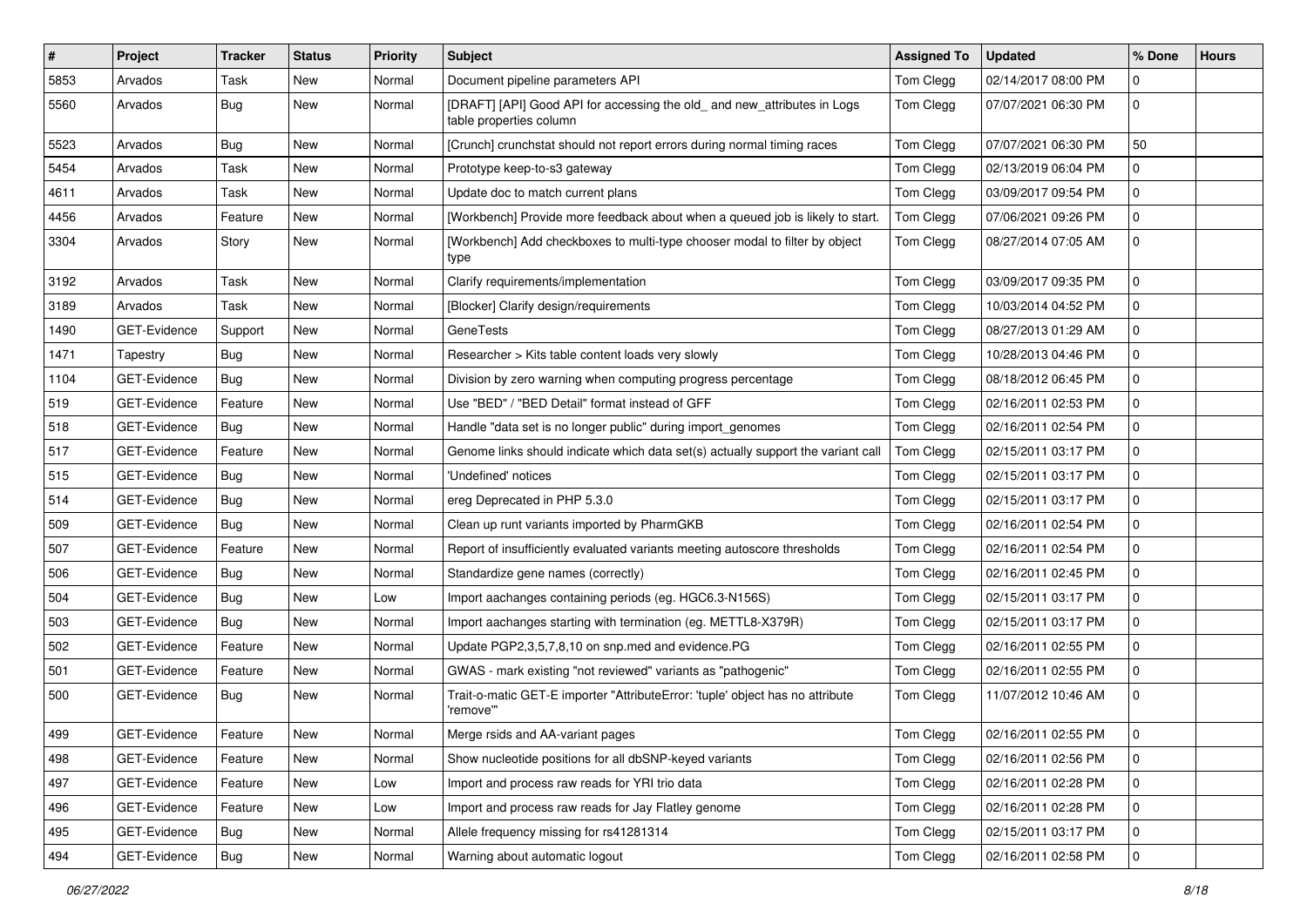| # | Project | Tracker | Status | Priority | Subject | Assigned To | Updated | % Done | Hours |
|---|---|---|---|---|---|---|---|---|---|
| 5853 | Arvados | Task | New | Normal | Document pipeline parameters API | Tom Clegg | 02/14/2017 08:00 PM | 0 | |
| 5560 | Arvados | Bug | New | Normal | [DRAFT] [API] Good API for accessing the old_ and new_attributes in Logs table properties column | Tom Clegg | 07/07/2021 06:30 PM | 0 | |
| 5523 | Arvados | Bug | New | Normal | [Crunch] crunchstat should not report errors during normal timing races | Tom Clegg | 07/07/2021 06:30 PM | 50 | |
| 5454 | Arvados | Task | New | Normal | Prototype keep-to-s3 gateway | Tom Clegg | 02/13/2019 06:04 PM | 0 | |
| 4611 | Arvados | Task | New | Normal | Update doc to match current plans | Tom Clegg | 03/09/2017 09:54 PM | 0 | |
| 4456 | Arvados | Feature | New | Normal | [Workbench] Provide more feedback about when a queued job is likely to start. | Tom Clegg | 07/06/2021 09:26 PM | 0 | |
| 3304 | Arvados | Story | New | Normal | [Workbench] Add checkboxes to multi-type chooser modal to filter by object type | Tom Clegg | 08/27/2014 07:05 AM | 0 | |
| 3192 | Arvados | Task | New | Normal | Clarify requirements/implementation | Tom Clegg | 03/09/2017 09:35 PM | 0 | |
| 3189 | Arvados | Task | New | Normal | [Blocker] Clarify design/requirements | Tom Clegg | 10/03/2014 04:52 PM | 0 | |
| 1490 | GET-Evidence | Support | New | Normal | GeneTests | Tom Clegg | 08/27/2013 01:29 AM | 0 | |
| 1471 | Tapestry | Bug | New | Normal | Researcher > Kits table content loads very slowly | Tom Clegg | 10/28/2013 04:46 PM | 0 | |
| 1104 | GET-Evidence | Bug | New | Normal | Division by zero warning when computing progress percentage | Tom Clegg | 08/18/2012 06:45 PM | 0 | |
| 519 | GET-Evidence | Feature | New | Normal | Use "BED" / "BED Detail" format instead of GFF | Tom Clegg | 02/16/2011 02:53 PM | 0 | |
| 518 | GET-Evidence | Bug | New | Normal | Handle "data set is no longer public" during import_genomes | Tom Clegg | 02/16/2011 02:54 PM | 0 | |
| 517 | GET-Evidence | Feature | New | Normal | Genome links should indicate which data set(s) actually support the variant call | Tom Clegg | 02/15/2011 03:17 PM | 0 | |
| 515 | GET-Evidence | Bug | New | Normal | 'Undefined' notices | Tom Clegg | 02/15/2011 03:17 PM | 0 | |
| 514 | GET-Evidence | Bug | New | Normal | ereg Deprecated in PHP 5.3.0 | Tom Clegg | 02/15/2011 03:17 PM | 0 | |
| 509 | GET-Evidence | Bug | New | Normal | Clean up runt variants imported by PharmGKB | Tom Clegg | 02/16/2011 02:54 PM | 0 | |
| 507 | GET-Evidence | Feature | New | Normal | Report of insufficiently evaluated variants meeting autoscore thresholds | Tom Clegg | 02/16/2011 02:54 PM | 0 | |
| 506 | GET-Evidence | Bug | New | Normal | Standardize gene names (correctly) | Tom Clegg | 02/16/2011 02:45 PM | 0 | |
| 504 | GET-Evidence | Bug | New | Low | Import aachanges containing periods (eg. HGC6.3-N156S) | Tom Clegg | 02/15/2011 03:17 PM | 0 | |
| 503 | GET-Evidence | Bug | New | Normal | Import aachanges starting with termination (eg. METTL8-X379R) | Tom Clegg | 02/15/2011 03:17 PM | 0 | |
| 502 | GET-Evidence | Feature | New | Normal | Update PGP2,3,5,7,8,10 on snp.med and evidence.PG | Tom Clegg | 02/16/2011 02:55 PM | 0 | |
| 501 | GET-Evidence | Feature | New | Normal | GWAS - mark existing "not reviewed" variants as "pathogenic" | Tom Clegg | 02/16/2011 02:55 PM | 0 | |
| 500 | GET-Evidence | Bug | New | Normal | Trait-o-matic GET-E importer "AttributeError: 'tuple' object has no attribute 'remove'" | Tom Clegg | 11/07/2012 10:46 AM | 0 | |
| 499 | GET-Evidence | Feature | New | Normal | Merge rsids and AA-variant pages | Tom Clegg | 02/16/2011 02:55 PM | 0 | |
| 498 | GET-Evidence | Feature | New | Normal | Show nucleotide positions for all dbSNP-keyed variants | Tom Clegg | 02/16/2011 02:56 PM | 0 | |
| 497 | GET-Evidence | Feature | New | Low | Import and process raw reads for YRI trio data | Tom Clegg | 02/16/2011 02:28 PM | 0 | |
| 496 | GET-Evidence | Feature | New | Low | Import and process raw reads for Jay Flatley genome | Tom Clegg | 02/16/2011 02:28 PM | 0 | |
| 495 | GET-Evidence | Bug | New | Normal | Allele frequency missing for rs41281314 | Tom Clegg | 02/15/2011 03:17 PM | 0 | |
| 494 | GET-Evidence | Bug | New | Normal | Warning about automatic logout | Tom Clegg | 02/16/2011 02:58 PM | 0 | |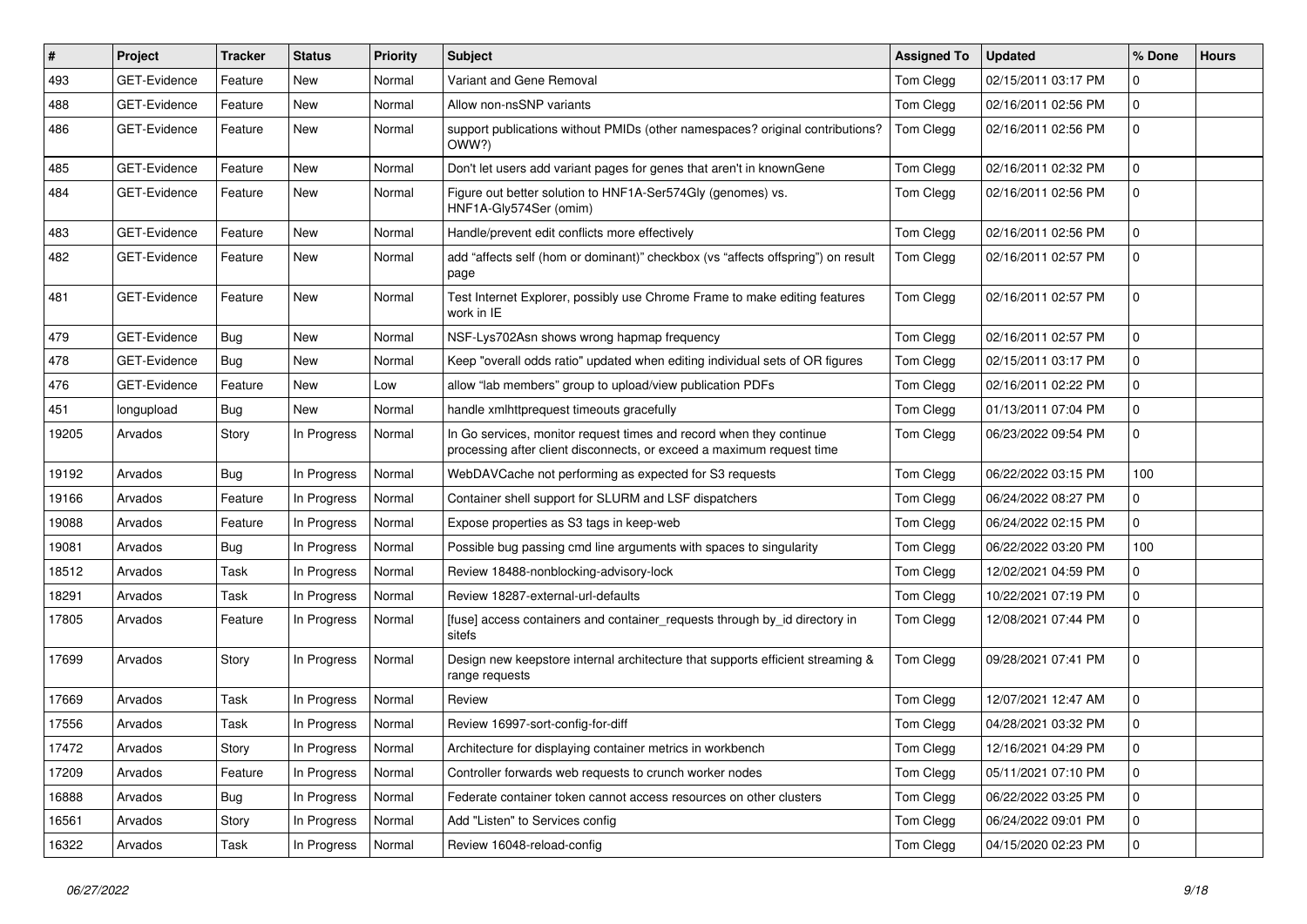| # | Project | Tracker | Status | Priority | Subject | Assigned To | Updated | % Done | Hours |
|---|---|---|---|---|---|---|---|---|---|
| 493 | GET-Evidence | Feature | New | Normal | Variant and Gene Removal | Tom Clegg | 02/15/2011 03:17 PM | 0 | |
| 488 | GET-Evidence | Feature | New | Normal | Allow non-nsSNP variants | Tom Clegg | 02/16/2011 02:56 PM | 0 | |
| 486 | GET-Evidence | Feature | New | Normal | support publications without PMIDs (other namespaces? original contributions? OWW?) | Tom Clegg | 02/16/2011 02:56 PM | 0 | |
| 485 | GET-Evidence | Feature | New | Normal | Don't let users add variant pages for genes that aren't in knownGene | Tom Clegg | 02/16/2011 02:32 PM | 0 | |
| 484 | GET-Evidence | Feature | New | Normal | Figure out better solution to HNF1A-Ser574Gly (genomes) vs. HNF1A-Gly574Ser (omim) | Tom Clegg | 02/16/2011 02:56 PM | 0 | |
| 483 | GET-Evidence | Feature | New | Normal | Handle/prevent edit conflicts more effectively | Tom Clegg | 02/16/2011 02:56 PM | 0 | |
| 482 | GET-Evidence | Feature | New | Normal | add "affects self (hom or dominant)" checkbox (vs "affects offspring") on result page | Tom Clegg | 02/16/2011 02:57 PM | 0 | |
| 481 | GET-Evidence | Feature | New | Normal | Test Internet Explorer, possibly use Chrome Frame to make editing features work in IE | Tom Clegg | 02/16/2011 02:57 PM | 0 | |
| 479 | GET-Evidence | Bug | New | Normal | NSF-Lys702Asn shows wrong hapmap frequency | Tom Clegg | 02/16/2011 02:57 PM | 0 | |
| 478 | GET-Evidence | Bug | New | Normal | Keep "overall odds ratio" updated when editing individual sets of OR figures | Tom Clegg | 02/15/2011 03:17 PM | 0 | |
| 476 | GET-Evidence | Feature | New | Low | allow "lab members" group to upload/view publication PDFs | Tom Clegg | 02/16/2011 02:22 PM | 0 | |
| 451 | longupload | Bug | New | Normal | handle xmlhttprequest timeouts gracefully | Tom Clegg | 01/13/2011 07:04 PM | 0 | |
| 19205 | Arvados | Story | In Progress | Normal | In Go services, monitor request times and record when they continue processing after client disconnects, or exceed a maximum request time | Tom Clegg | 06/23/2022 09:54 PM | 0 | |
| 19192 | Arvados | Bug | In Progress | Normal | WebDAVCache not performing as expected for S3 requests | Tom Clegg | 06/22/2022 03:15 PM | 100 | |
| 19166 | Arvados | Feature | In Progress | Normal | Container shell support for SLURM and LSF dispatchers | Tom Clegg | 06/24/2022 08:27 PM | 0 | |
| 19088 | Arvados | Feature | In Progress | Normal | Expose properties as S3 tags in keep-web | Tom Clegg | 06/24/2022 02:15 PM | 0 | |
| 19081 | Arvados | Bug | In Progress | Normal | Possible bug passing cmd line arguments with spaces to singularity | Tom Clegg | 06/22/2022 03:20 PM | 100 | |
| 18512 | Arvados | Task | In Progress | Normal | Review 18488-nonblocking-advisory-lock | Tom Clegg | 12/02/2021 04:59 PM | 0 | |
| 18291 | Arvados | Task | In Progress | Normal | Review 18287-external-url-defaults | Tom Clegg | 10/22/2021 07:19 PM | 0 | |
| 17805 | Arvados | Feature | In Progress | Normal | [fuse] access containers and container_requests through by_id directory in sitefs | Tom Clegg | 12/08/2021 07:44 PM | 0 | |
| 17699 | Arvados | Story | In Progress | Normal | Design new keepstore internal architecture that supports efficient streaming & range requests | Tom Clegg | 09/28/2021 07:41 PM | 0 | |
| 17669 | Arvados | Task | In Progress | Normal | Review | Tom Clegg | 12/07/2021 12:47 AM | 0 | |
| 17556 | Arvados | Task | In Progress | Normal | Review 16997-sort-config-for-diff | Tom Clegg | 04/28/2021 03:32 PM | 0 | |
| 17472 | Arvados | Story | In Progress | Normal | Architecture for displaying container metrics in workbench | Tom Clegg | 12/16/2021 04:29 PM | 0 | |
| 17209 | Arvados | Feature | In Progress | Normal | Controller forwards web requests to crunch worker nodes | Tom Clegg | 05/11/2021 07:10 PM | 0 | |
| 16888 | Arvados | Bug | In Progress | Normal | Federate container token cannot access resources on other clusters | Tom Clegg | 06/22/2022 03:25 PM | 0 | |
| 16561 | Arvados | Story | In Progress | Normal | Add "Listen" to Services config | Tom Clegg | 06/24/2022 09:01 PM | 0 | |
| 16322 | Arvados | Task | In Progress | Normal | Review 16048-reload-config | Tom Clegg | 04/15/2020 02:23 PM | 0 | |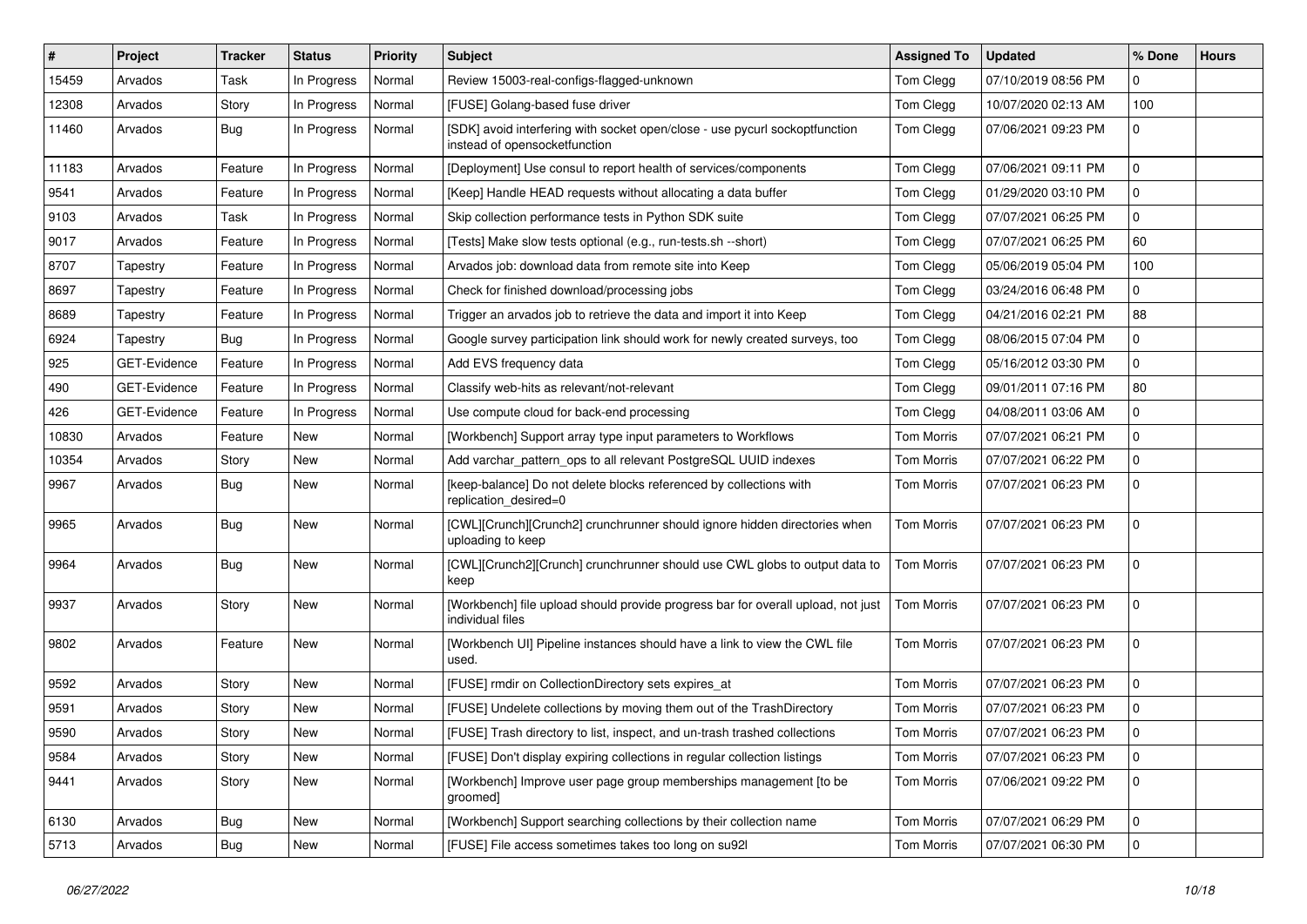| # | Project | Tracker | Status | Priority | Subject | Assigned To | Updated | % Done | Hours |
|---|---|---|---|---|---|---|---|---|---|
| 15459 | Arvados | Task | In Progress | Normal | Review 15003-real-configs-flagged-unknown | Tom Clegg | 07/10/2019 08:56 PM | 0 | |
| 12308 | Arvados | Story | In Progress | Normal | [FUSE] Golang-based fuse driver | Tom Clegg | 10/07/2020 02:13 AM | 100 | |
| 11460 | Arvados | Bug | In Progress | Normal | [SDK] avoid interfering with socket open/close - use pycurl sockoptfunction instead of opensocketfunction | Tom Clegg | 07/06/2021 09:23 PM | 0 | |
| 11183 | Arvados | Feature | In Progress | Normal | [Deployment] Use consul to report health of services/components | Tom Clegg | 07/06/2021 09:11 PM | 0 | |
| 9541 | Arvados | Feature | In Progress | Normal | [Keep] Handle HEAD requests without allocating a data buffer | Tom Clegg | 01/29/2020 03:10 PM | 0 | |
| 9103 | Arvados | Task | In Progress | Normal | Skip collection performance tests in Python SDK suite | Tom Clegg | 07/07/2021 06:25 PM | 0 | |
| 9017 | Arvados | Feature | In Progress | Normal | [Tests] Make slow tests optional (e.g., run-tests.sh --short) | Tom Clegg | 07/07/2021 06:25 PM | 60 | |
| 8707 | Tapestry | Feature | In Progress | Normal | Arvados job: download data from remote site into Keep | Tom Clegg | 05/06/2019 05:04 PM | 100 | |
| 8697 | Tapestry | Feature | In Progress | Normal | Check for finished download/processing jobs | Tom Clegg | 03/24/2016 06:48 PM | 0 | |
| 8689 | Tapestry | Feature | In Progress | Normal | Trigger an arvados job to retrieve the data and import it into Keep | Tom Clegg | 04/21/2016 02:21 PM | 88 | |
| 6924 | Tapestry | Bug | In Progress | Normal | Google survey participation link should work for newly created surveys, too | Tom Clegg | 08/06/2015 07:04 PM | 0 | |
| 925 | GET-Evidence | Feature | In Progress | Normal | Add EVS frequency data | Tom Clegg | 05/16/2012 03:30 PM | 0 | |
| 490 | GET-Evidence | Feature | In Progress | Normal | Classify web-hits as relevant/not-relevant | Tom Clegg | 09/01/2011 07:16 PM | 80 | |
| 426 | GET-Evidence | Feature | In Progress | Normal | Use compute cloud for back-end processing | Tom Clegg | 04/08/2011 03:06 AM | 0 | |
| 10830 | Arvados | Feature | New | Normal | [Workbench] Support array type input parameters to Workflows | Tom Morris | 07/07/2021 06:21 PM | 0 | |
| 10354 | Arvados | Story | New | Normal | Add varchar_pattern_ops to all relevant PostgreSQL UUID indexes | Tom Morris | 07/07/2021 06:22 PM | 0 | |
| 9967 | Arvados | Bug | New | Normal | [keep-balance] Do not delete blocks referenced by collections with replication_desired=0 | Tom Morris | 07/07/2021 06:23 PM | 0 | |
| 9965 | Arvados | Bug | New | Normal | [CWL][Crunch][Crunch2] crunchrunner should ignore hidden directories when uploading to keep | Tom Morris | 07/07/2021 06:23 PM | 0 | |
| 9964 | Arvados | Bug | New | Normal | [CWL][Crunch2][Crunch] crunchrunner should use CWL globs to output data to keep | Tom Morris | 07/07/2021 06:23 PM | 0 | |
| 9937 | Arvados | Story | New | Normal | [Workbench] file upload should provide progress bar for overall upload, not just individual files | Tom Morris | 07/07/2021 06:23 PM | 0 | |
| 9802 | Arvados | Feature | New | Normal | [Workbench UI] Pipeline instances should have a link to view the CWL file used. | Tom Morris | 07/07/2021 06:23 PM | 0 | |
| 9592 | Arvados | Story | New | Normal | [FUSE] rmdir on CollectionDirectory sets expires_at | Tom Morris | 07/07/2021 06:23 PM | 0 | |
| 9591 | Arvados | Story | New | Normal | [FUSE] Undelete collections by moving them out of the TrashDirectory | Tom Morris | 07/07/2021 06:23 PM | 0 | |
| 9590 | Arvados | Story | New | Normal | [FUSE] Trash directory to list, inspect, and un-trash trashed collections | Tom Morris | 07/07/2021 06:23 PM | 0 | |
| 9584 | Arvados | Story | New | Normal | [FUSE] Don't display expiring collections in regular collection listings | Tom Morris | 07/07/2021 06:23 PM | 0 | |
| 9441 | Arvados | Story | New | Normal | [Workbench] Improve user page group memberships management [to be groomed] | Tom Morris | 07/06/2021 09:22 PM | 0 | |
| 6130 | Arvados | Bug | New | Normal | [Workbench] Support searching collections by their collection name | Tom Morris | 07/07/2021 06:29 PM | 0 | |
| 5713 | Arvados | Bug | New | Normal | [FUSE] File access sometimes takes too long on su92l | Tom Morris | 07/07/2021 06:30 PM | 0 | |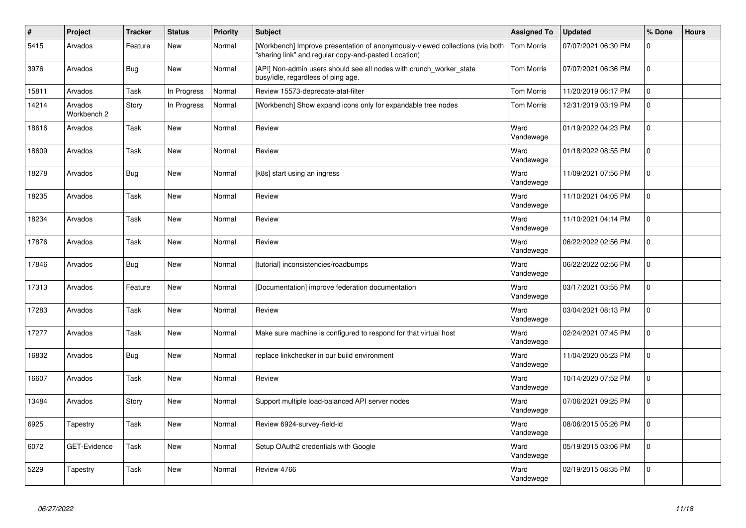| # | Project | Tracker | Status | Priority | Subject | Assigned To | Updated | % Done | Hours |
|---|---|---|---|---|---|---|---|---|---|
| 5415 | Arvados | Feature | New | Normal | [Workbench] Improve presentation of anonymously-viewed collections (via both "sharing link" and regular copy-and-pasted Location) | Tom Morris | 07/07/2021 06:30 PM | 0 | |
| 3976 | Arvados | Bug | New | Normal | [API] Non-admin users should see all nodes with crunch_worker_state busy/idle, regardless of ping age. | Tom Morris | 07/07/2021 06:36 PM | 0 | |
| 15811 | Arvados | Task | In Progress | Normal | Review 15573-deprecate-atat-filter | Tom Morris | 11/20/2019 06:17 PM | 0 | |
| 14214 | Arvados Workbench 2 | Story | In Progress | Normal | [Workbench] Show expand icons only for expandable tree nodes | Tom Morris | 12/31/2019 03:19 PM | 0 | |
| 18616 | Arvados | Task | New | Normal | Review | Ward Vandewege | 01/19/2022 04:23 PM | 0 | |
| 18609 | Arvados | Task | New | Normal | Review | Ward Vandewege | 01/18/2022 08:55 PM | 0 | |
| 18278 | Arvados | Bug | New | Normal | [k8s] start using an ingress | Ward Vandewege | 11/09/2021 07:56 PM | 0 | |
| 18235 | Arvados | Task | New | Normal | Review | Ward Vandewege | 11/10/2021 04:05 PM | 0 | |
| 18234 | Arvados | Task | New | Normal | Review | Ward Vandewege | 11/10/2021 04:14 PM | 0 | |
| 17876 | Arvados | Task | New | Normal | Review | Ward Vandewege | 06/22/2022 02:56 PM | 0 | |
| 17846 | Arvados | Bug | New | Normal | [tutorial] inconsistencies/roadbumps | Ward Vandewege | 06/22/2022 02:56 PM | 0 | |
| 17313 | Arvados | Feature | New | Normal | [Documentation] improve federation documentation | Ward Vandewege | 03/17/2021 03:55 PM | 0 | |
| 17283 | Arvados | Task | New | Normal | Review | Ward Vandewege | 03/04/2021 08:13 PM | 0 | |
| 17277 | Arvados | Task | New | Normal | Make sure machine is configured to respond for that virtual host | Ward Vandewege | 02/24/2021 07:45 PM | 0 | |
| 16832 | Arvados | Bug | New | Normal | replace linkchecker in our build environment | Ward Vandewege | 11/04/2020 05:23 PM | 0 | |
| 16607 | Arvados | Task | New | Normal | Review | Ward Vandewege | 10/14/2020 07:52 PM | 0 | |
| 13484 | Arvados | Story | New | Normal | Support multiple load-balanced API server nodes | Ward Vandewege | 07/06/2021 09:25 PM | 0 | |
| 6925 | Tapestry | Task | New | Normal | Review 6924-survey-field-id | Ward Vandewege | 08/06/2015 05:26 PM | 0 | |
| 6072 | GET-Evidence | Task | New | Normal | Setup OAuth2 credentials with Google | Ward Vandewege | 05/19/2015 03:06 PM | 0 | |
| 5229 | Tapestry | Task | New | Normal | Review 4766 | Ward Vandewege | 02/19/2015 08:35 PM | 0 | |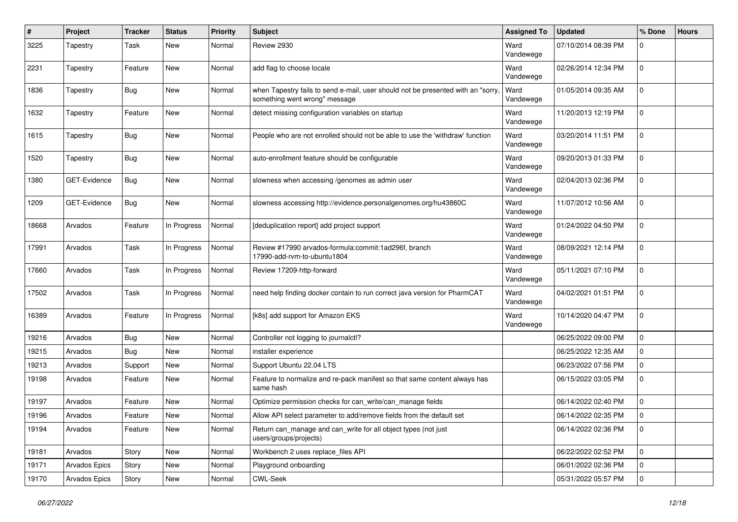| # | Project | Tracker | Status | Priority | Subject | Assigned To | Updated | % Done | Hours |
|---|---|---|---|---|---|---|---|---|---|
| 3225 | Tapestry | Task | New | Normal | Review 2930 | Ward Vandewege | 07/10/2014 08:39 PM | 0 | |
| 2231 | Tapestry | Feature | New | Normal | add flag to choose locale | Ward Vandewege | 02/26/2014 12:34 PM | 0 | |
| 1836 | Tapestry | Bug | New | Normal | when Tapestry fails to send e-mail, user should not be presented with an "sorry, something went wrong" message | Ward Vandewege | 01/05/2014 09:35 AM | 0 | |
| 1632 | Tapestry | Feature | New | Normal | detect missing configuration variables on startup | Ward Vandewege | 11/20/2013 12:19 PM | 0 | |
| 1615 | Tapestry | Bug | New | Normal | People who are not enrolled should not be able to use the 'withdraw' function | Ward Vandewege | 03/20/2014 11:51 PM | 0 | |
| 1520 | Tapestry | Bug | New | Normal | auto-enrollment feature should be configurable | Ward Vandewege | 09/20/2013 01:33 PM | 0 | |
| 1380 | GET-Evidence | Bug | New | Normal | slowness when accessing /genomes as admin user | Ward Vandewege | 02/04/2013 02:36 PM | 0 | |
| 1209 | GET-Evidence | Bug | New | Normal | slowness accessing http://evidence.personalgenomes.org/hu43860C | Ward Vandewege | 11/07/2012 10:56 AM | 0 | |
| 18668 | Arvados | Feature | In Progress | Normal | [deduplication report] add project support | Ward Vandewege | 01/24/2022 04:50 PM | 0 | |
| 17991 | Arvados | Task | In Progress | Normal | Review #17990 arvados-formula:commit:1ad296f, branch 17990-add-rvm-to-ubuntu1804 | Ward Vandewege | 08/09/2021 12:14 PM | 0 | |
| 17660 | Arvados | Task | In Progress | Normal | Review 17209-http-forward | Ward Vandewege | 05/11/2021 07:10 PM | 0 | |
| 17502 | Arvados | Task | In Progress | Normal | need help finding docker contain to run correct java version for PharmCAT | Ward Vandewege | 04/02/2021 01:51 PM | 0 | |
| 16389 | Arvados | Feature | In Progress | Normal | [k8s] add support for Amazon EKS | Ward Vandewege | 10/14/2020 04:47 PM | 0 | |
| 19216 | Arvados | Bug | New | Normal | Controller not logging to journalctl? | | 06/25/2022 09:00 PM | 0 | |
| 19215 | Arvados | Bug | New | Normal | installer experience | | 06/25/2022 12:35 AM | 0 | |
| 19213 | Arvados | Support | New | Normal | Support Ubuntu 22.04 LTS | | 06/23/2022 07:56 PM | 0 | |
| 19198 | Arvados | Feature | New | Normal | Feature to normalize and re-pack manifest so that same content always has same hash | | 06/15/2022 03:05 PM | 0 | |
| 19197 | Arvados | Feature | New | Normal | Optimize permission checks for can_write/can_manage fields | | 06/14/2022 02:40 PM | 0 | |
| 19196 | Arvados | Feature | New | Normal | Allow API select parameter to add/remove fields from the default set | | 06/14/2022 02:35 PM | 0 | |
| 19194 | Arvados | Feature | New | Normal | Return can_manage and can_write for all object types (not just users/groups/projects) | | 06/14/2022 02:36 PM | 0 | |
| 19181 | Arvados | Story | New | Normal | Workbench 2 uses replace_files API | | 06/22/2022 02:52 PM | 0 | |
| 19171 | Arvados Epics | Story | New | Normal | Playground onboarding | | 06/01/2022 02:36 PM | 0 | |
| 19170 | Arvados Epics | Story | New | Normal | CWL-Seek | | 05/31/2022 05:57 PM | 0 | |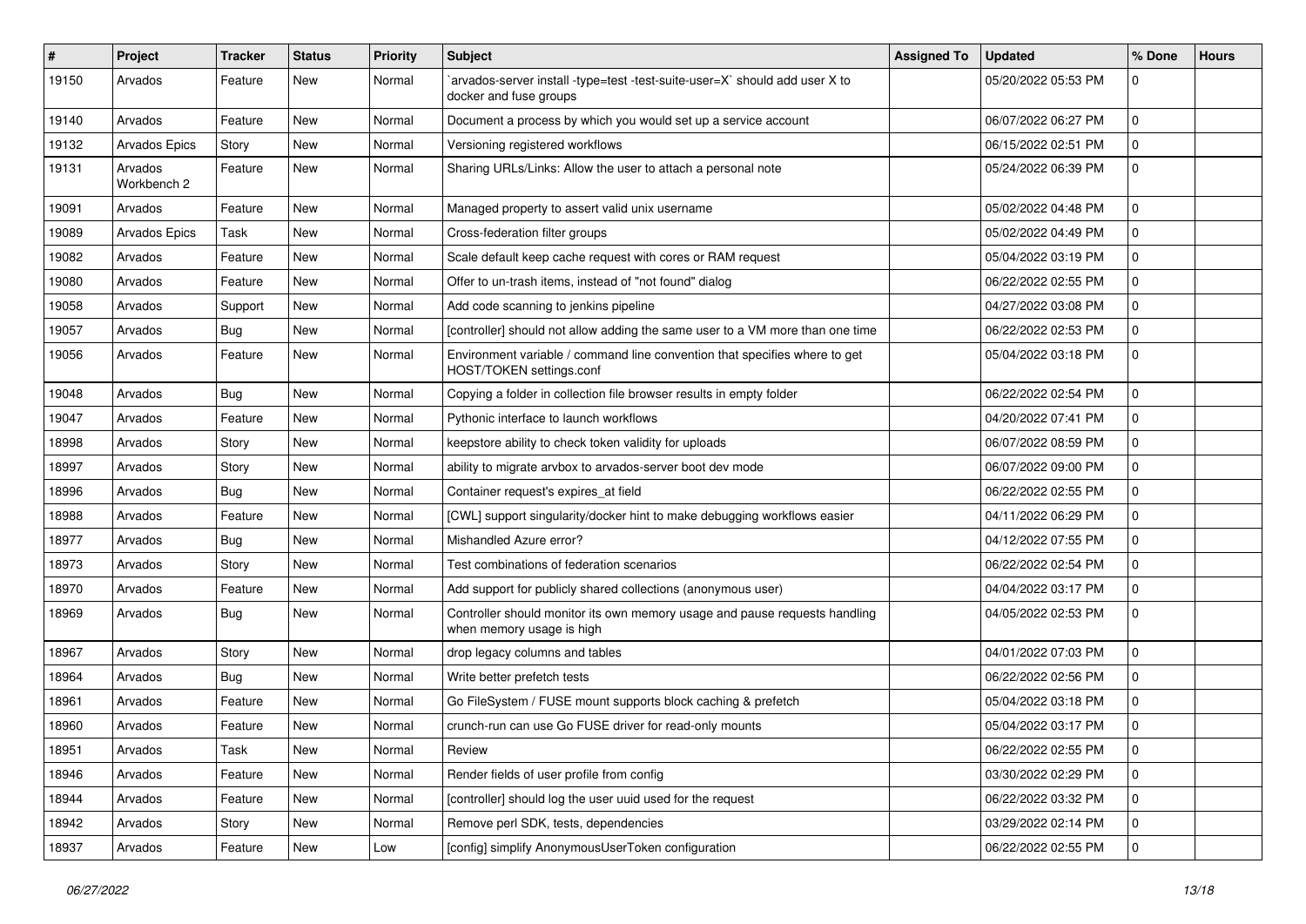| # | Project | Tracker | Status | Priority | Subject | Assigned To | Updated | % Done | Hours |
|---|---|---|---|---|---|---|---|---|---|
| 19150 | Arvados | Feature | New | Normal | `arvados-server install -type=test -test-suite-user=X` should add user X to docker and fuse groups | | 05/20/2022 05:53 PM | 0 | |
| 19140 | Arvados | Feature | New | Normal | Document a process by which you would set up a service account | | 06/07/2022 06:27 PM | 0 | |
| 19132 | Arvados Epics | Story | New | Normal | Versioning registered workflows | | 06/15/2022 02:51 PM | 0 | |
| 19131 | Arvados Workbench 2 | Feature | New | Normal | Sharing URLs/Links: Allow the user to attach a personal note | | 05/24/2022 06:39 PM | 0 | |
| 19091 | Arvados | Feature | New | Normal | Managed property to assert valid unix username | | 05/02/2022 04:48 PM | 0 | |
| 19089 | Arvados Epics | Task | New | Normal | Cross-federation filter groups | | 05/02/2022 04:49 PM | 0 | |
| 19082 | Arvados | Feature | New | Normal | Scale default keep cache request with cores or RAM request | | 05/04/2022 03:19 PM | 0 | |
| 19080 | Arvados | Feature | New | Normal | Offer to un-trash items, instead of "not found" dialog | | 06/22/2022 02:55 PM | 0 | |
| 19058 | Arvados | Support | New | Normal | Add code scanning to jenkins pipeline | | 04/27/2022 03:08 PM | 0 | |
| 19057 | Arvados | Bug | New | Normal | [controller] should not allow adding the same user to a VM more than one time | | 06/22/2022 02:53 PM | 0 | |
| 19056 | Arvados | Feature | New | Normal | Environment variable / command line convention that specifies where to get HOST/TOKEN settings.conf | | 05/04/2022 03:18 PM | 0 | |
| 19048 | Arvados | Bug | New | Normal | Copying a folder in collection file browser results in empty folder | | 06/22/2022 02:54 PM | 0 | |
| 19047 | Arvados | Feature | New | Normal | Pythonic interface to launch workflows | | 04/20/2022 07:41 PM | 0 | |
| 18998 | Arvados | Story | New | Normal | keepstore ability to check token validity for uploads | | 06/07/2022 08:59 PM | 0 | |
| 18997 | Arvados | Story | New | Normal | ability to migrate arvbox to arvados-server boot dev mode | | 06/07/2022 09:00 PM | 0 | |
| 18996 | Arvados | Bug | New | Normal | Container request's expires_at field | | 06/22/2022 02:55 PM | 0 | |
| 18988 | Arvados | Feature | New | Normal | [CWL] support singularity/docker hint to make debugging workflows easier | | 04/11/2022 06:29 PM | 0 | |
| 18977 | Arvados | Bug | New | Normal | Mishandled Azure error? | | 04/12/2022 07:55 PM | 0 | |
| 18973 | Arvados | Story | New | Normal | Test combinations of federation scenarios | | 06/22/2022 02:54 PM | 0 | |
| 18970 | Arvados | Feature | New | Normal | Add support for publicly shared collections (anonymous user) | | 04/04/2022 03:17 PM | 0 | |
| 18969 | Arvados | Bug | New | Normal | Controller should monitor its own memory usage and pause requests handling when memory usage is high | | 04/05/2022 02:53 PM | 0 | |
| 18967 | Arvados | Story | New | Normal | drop legacy columns and tables | | 04/01/2022 07:03 PM | 0 | |
| 18964 | Arvados | Bug | New | Normal | Write better prefetch tests | | 06/22/2022 02:56 PM | 0 | |
| 18961 | Arvados | Feature | New | Normal | Go FileSystem / FUSE mount supports block caching & prefetch | | 05/04/2022 03:18 PM | 0 | |
| 18960 | Arvados | Feature | New | Normal | crunch-run can use Go FUSE driver for read-only mounts | | 05/04/2022 03:17 PM | 0 | |
| 18951 | Arvados | Task | New | Normal | Review | | 06/22/2022 02:55 PM | 0 | |
| 18946 | Arvados | Feature | New | Normal | Render fields of user profile from config | | 03/30/2022 02:29 PM | 0 | |
| 18944 | Arvados | Feature | New | Normal | [controller] should log the user uuid used for the request | | 06/22/2022 03:32 PM | 0 | |
| 18942 | Arvados | Story | New | Normal | Remove perl SDK, tests, dependencies | | 03/29/2022 02:14 PM | 0 | |
| 18937 | Arvados | Feature | New | Low | [config] simplify AnonymousUserToken configuration | | 06/22/2022 02:55 PM | 0 | |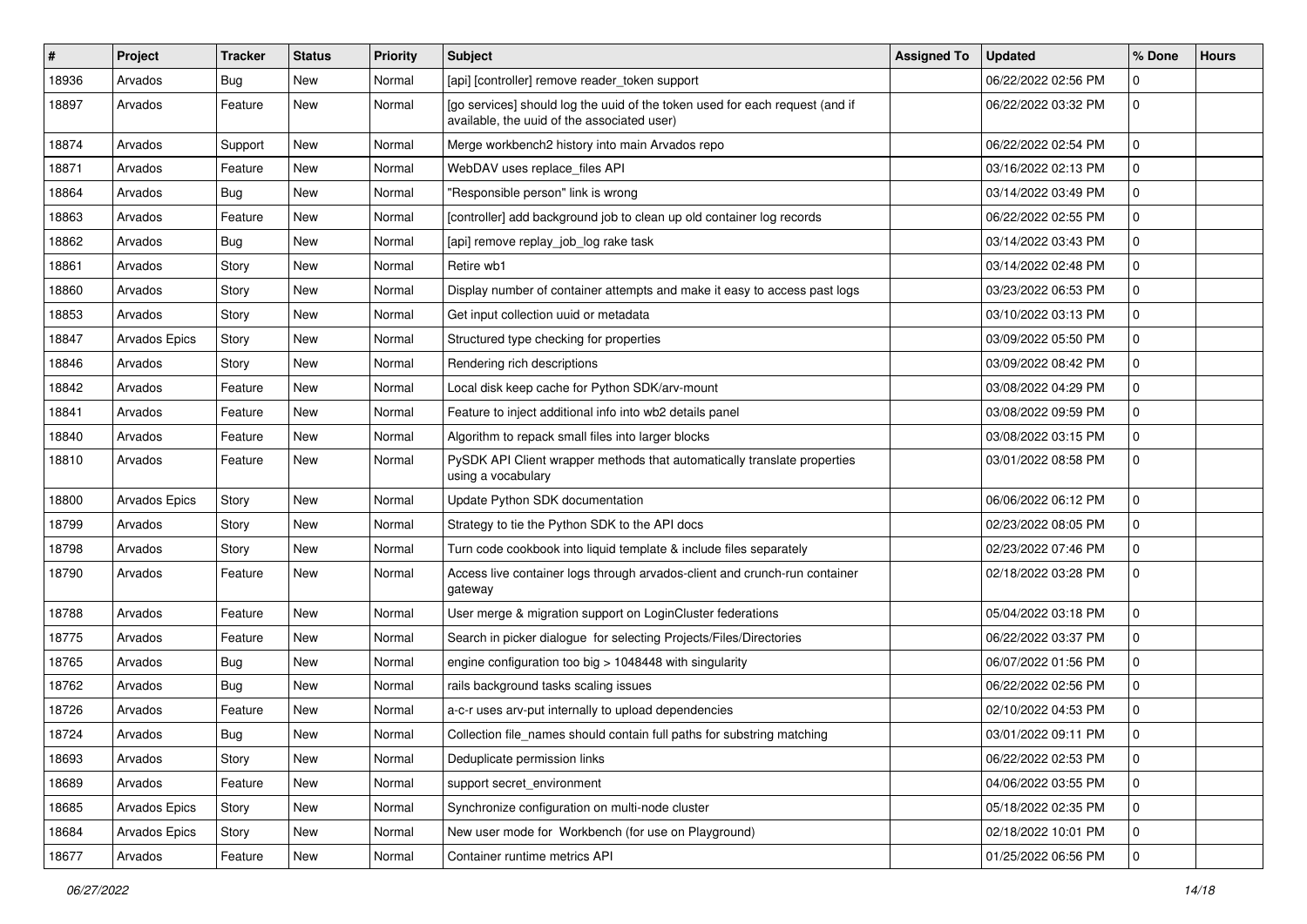| # | Project | Tracker | Status | Priority | Subject | Assigned To | Updated | % Done | Hours |
|---|---|---|---|---|---|---|---|---|---|
| 18936 | Arvados | Bug | New | Normal | [api] [controller] remove reader_token support | | 06/22/2022 02:56 PM | 0 | |
| 18897 | Arvados | Feature | New | Normal | [go services] should log the uuid of the token used for each request (and if available, the uuid of the associated user) | | 06/22/2022 03:32 PM | 0 | |
| 18874 | Arvados | Support | New | Normal | Merge workbench2 history into main Arvados repo | | 06/22/2022 02:54 PM | 0 | |
| 18871 | Arvados | Feature | New | Normal | WebDAV uses replace_files API | | 03/16/2022 02:13 PM | 0 | |
| 18864 | Arvados | Bug | New | Normal | "Responsible person" link is wrong | | 03/14/2022 03:49 PM | 0 | |
| 18863 | Arvados | Feature | New | Normal | [controller] add background job to clean up old container log records | | 06/22/2022 02:55 PM | 0 | |
| 18862 | Arvados | Bug | New | Normal | [api] remove replay_job_log rake task | | 03/14/2022 03:43 PM | 0 | |
| 18861 | Arvados | Story | New | Normal | Retire wb1 | | 03/14/2022 02:48 PM | 0 | |
| 18860 | Arvados | Story | New | Normal | Display number of container attempts and make it easy to access past logs | | 03/23/2022 06:53 PM | 0 | |
| 18853 | Arvados | Story | New | Normal | Get input collection uuid or metadata | | 03/10/2022 03:13 PM | 0 | |
| 18847 | Arvados Epics | Story | New | Normal | Structured type checking for properties | | 03/09/2022 05:50 PM | 0 | |
| 18846 | Arvados | Story | New | Normal | Rendering rich descriptions | | 03/09/2022 08:42 PM | 0 | |
| 18842 | Arvados | Feature | New | Normal | Local disk keep cache for Python SDK/arv-mount | | 03/08/2022 04:29 PM | 0 | |
| 18841 | Arvados | Feature | New | Normal | Feature to inject additional info into wb2 details panel | | 03/08/2022 09:59 PM | 0 | |
| 18840 | Arvados | Feature | New | Normal | Algorithm to repack small files into larger blocks | | 03/08/2022 03:15 PM | 0 | |
| 18810 | Arvados | Feature | New | Normal | PySDK API Client wrapper methods that automatically translate properties using a vocabulary | | 03/01/2022 08:58 PM | 0 | |
| 18800 | Arvados Epics | Story | New | Normal | Update Python SDK documentation | | 06/06/2022 06:12 PM | 0 | |
| 18799 | Arvados | Story | New | Normal | Strategy to tie the Python SDK to the API docs | | 02/23/2022 08:05 PM | 0 | |
| 18798 | Arvados | Story | New | Normal | Turn code cookbook into liquid template & include files separately | | 02/23/2022 07:46 PM | 0 | |
| 18790 | Arvados | Feature | New | Normal | Access live container logs through arvados-client and crunch-run container gateway | | 02/18/2022 03:28 PM | 0 | |
| 18788 | Arvados | Feature | New | Normal | User merge & migration support on LoginCluster federations | | 05/04/2022 03:18 PM | 0 | |
| 18775 | Arvados | Feature | New | Normal | Search in picker dialogue for selecting Projects/Files/Directories | | 06/22/2022 03:37 PM | 0 | |
| 18765 | Arvados | Bug | New | Normal | engine configuration too big > 1048448 with singularity | | 06/07/2022 01:56 PM | 0 | |
| 18762 | Arvados | Bug | New | Normal | rails background tasks scaling issues | | 06/22/2022 02:56 PM | 0 | |
| 18726 | Arvados | Feature | New | Normal | a-c-r uses arv-put internally to upload dependencies | | 02/10/2022 04:53 PM | 0 | |
| 18724 | Arvados | Bug | New | Normal | Collection file_names should contain full paths for substring matching | | 03/01/2022 09:11 PM | 0 | |
| 18693 | Arvados | Story | New | Normal | Deduplicate permission links | | 06/22/2022 02:53 PM | 0 | |
| 18689 | Arvados | Feature | New | Normal | support secret_environment | | 04/06/2022 03:55 PM | 0 | |
| 18685 | Arvados Epics | Story | New | Normal | Synchronize configuration on multi-node cluster | | 05/18/2022 02:35 PM | 0 | |
| 18684 | Arvados Epics | Story | New | Normal | New user mode for Workbench (for use on Playground) | | 02/18/2022 10:01 PM | 0 | |
| 18677 | Arvados | Feature | New | Normal | Container runtime metrics API | | 01/25/2022 06:56 PM | 0 | |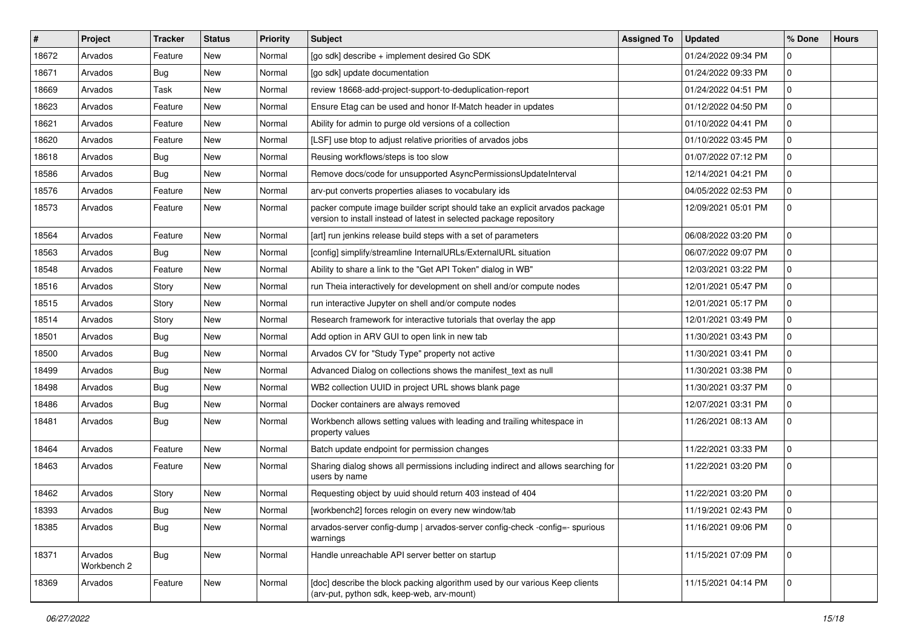| # | Project | Tracker | Status | Priority | Subject | Assigned To | Updated | % Done | Hours |
|---|---|---|---|---|---|---|---|---|---|
| 18672 | Arvados | Feature | New | Normal | [go sdk] describe + implement desired Go SDK | | 01/24/2022 09:34 PM | 0 | |
| 18671 | Arvados | Bug | New | Normal | [go sdk] update documentation | | 01/24/2022 09:33 PM | 0 | |
| 18669 | Arvados | Task | New | Normal | review 18668-add-project-support-to-deduplication-report | | 01/24/2022 04:51 PM | 0 | |
| 18623 | Arvados | Feature | New | Normal | Ensure Etag can be used and honor If-Match header in updates | | 01/12/2022 04:50 PM | 0 | |
| 18621 | Arvados | Feature | New | Normal | Ability for admin to purge old versions of a collection | | 01/10/2022 04:41 PM | 0 | |
| 18620 | Arvados | Feature | New | Normal | [LSF] use btop to adjust relative priorities of arvados jobs | | 01/10/2022 03:45 PM | 0 | |
| 18618 | Arvados | Bug | New | Normal | Reusing workflows/steps is too slow | | 01/07/2022 07:12 PM | 0 | |
| 18586 | Arvados | Bug | New | Normal | Remove docs/code for unsupported AsyncPermissionsUpdateInterval | | 12/14/2021 04:21 PM | 0 | |
| 18576 | Arvados | Feature | New | Normal | arv-put converts properties aliases to vocabulary ids | | 04/05/2022 02:53 PM | 0 | |
| 18573 | Arvados | Feature | New | Normal | packer compute image builder script should take an explicit arvados package version to install instead of latest in selected package repository | | 12/09/2021 05:01 PM | 0 | |
| 18564 | Arvados | Feature | New | Normal | [art] run jenkins release build steps with a set of parameters | | 06/08/2022 03:20 PM | 0 | |
| 18563 | Arvados | Bug | New | Normal | [config] simplify/streamline InternalURLs/ExternalURL situation | | 06/07/2022 09:07 PM | 0 | |
| 18548 | Arvados | Feature | New | Normal | Ability to share a link to the "Get API Token" dialog in WB" | | 12/03/2021 03:22 PM | 0 | |
| 18516 | Arvados | Story | New | Normal | run Theia interactively for development on shell and/or compute nodes | | 12/01/2021 05:47 PM | 0 | |
| 18515 | Arvados | Story | New | Normal | run interactive Jupyter on shell and/or compute nodes | | 12/01/2021 05:17 PM | 0 | |
| 18514 | Arvados | Story | New | Normal | Research framework for interactive tutorials that overlay the app | | 12/01/2021 03:49 PM | 0 | |
| 18501 | Arvados | Bug | New | Normal | Add option in ARV GUI to open link in new tab | | 11/30/2021 03:43 PM | 0 | |
| 18500 | Arvados | Bug | New | Normal | Arvados CV for "Study Type" property not active | | 11/30/2021 03:41 PM | 0 | |
| 18499 | Arvados | Bug | New | Normal | Advanced Dialog on collections shows the manifest_text as null | | 11/30/2021 03:38 PM | 0 | |
| 18498 | Arvados | Bug | New | Normal | WB2 collection UUID in project URL shows blank page | | 11/30/2021 03:37 PM | 0 | |
| 18486 | Arvados | Bug | New | Normal | Docker containers are always removed | | 12/07/2021 03:31 PM | 0 | |
| 18481 | Arvados | Bug | New | Normal | Workbench allows setting values with leading and trailing whitespace in property values | | 11/26/2021 08:13 AM | 0 | |
| 18464 | Arvados | Feature | New | Normal | Batch update endpoint for permission changes | | 11/22/2021 03:33 PM | 0 | |
| 18463 | Arvados | Feature | New | Normal | Sharing dialog shows all permissions including indirect and allows searching for users by name | | 11/22/2021 03:20 PM | 0 | |
| 18462 | Arvados | Story | New | Normal | Requesting object by uuid should return 403 instead of 404 | | 11/22/2021 03:20 PM | 0 | |
| 18393 | Arvados | Bug | New | Normal | [workbench2] forces relogin on every new window/tab | | 11/19/2021 02:43 PM | 0 | |
| 18385 | Arvados | Bug | New | Normal | arvados-server config-dump \| arvados-server config-check -config=- spurious warnings | | 11/16/2021 09:06 PM | 0 | |
| 18371 | Arvados Workbench 2 | Bug | New | Normal | Handle unreachable API server better on startup | | 11/15/2021 07:09 PM | 0 | |
| 18369 | Arvados | Feature | New | Normal | [doc] describe the block packing algorithm used by our various Keep clients (arv-put, python sdk, keep-web, arv-mount) | | 11/15/2021 04:14 PM | 0 | |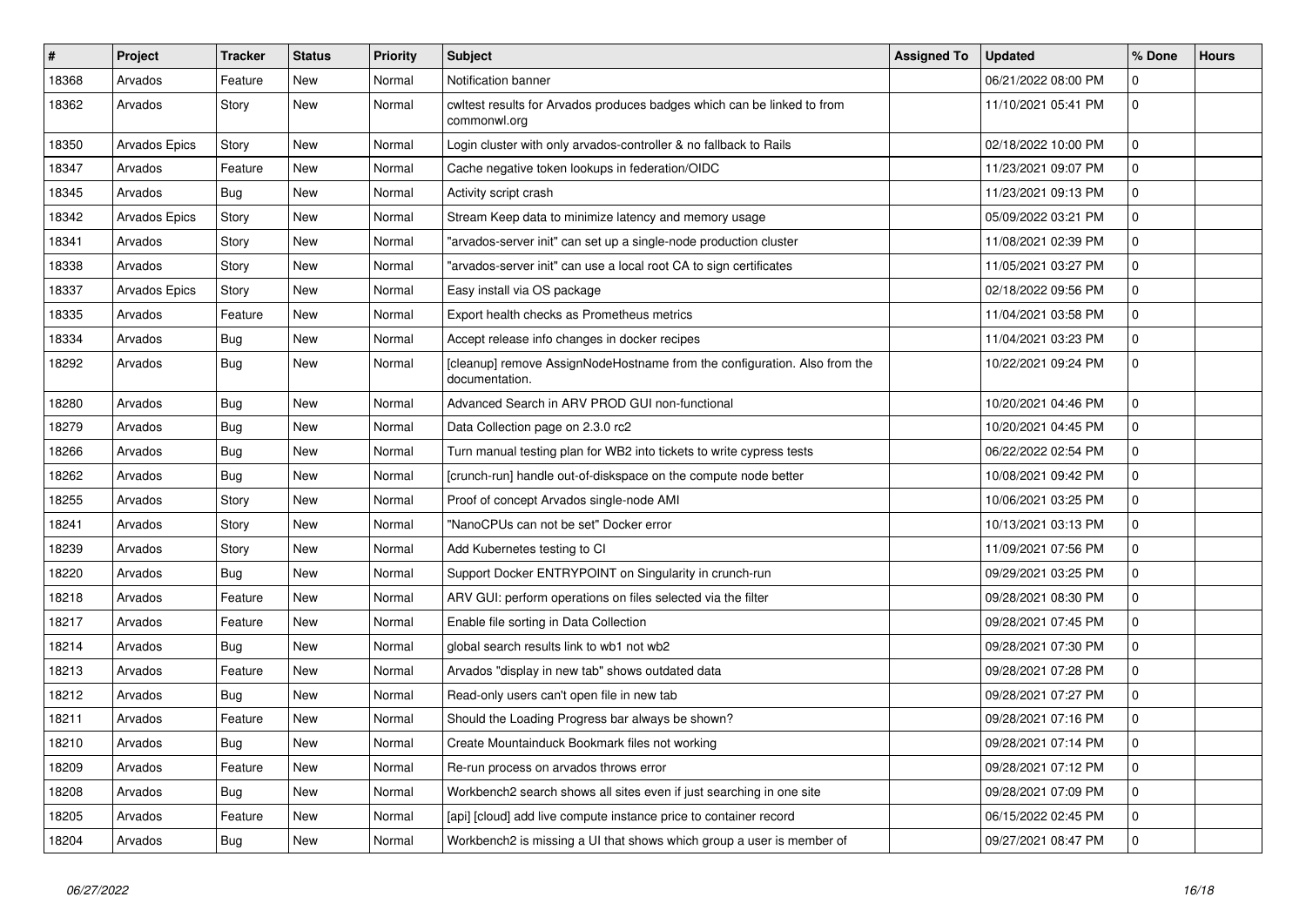| # | Project | Tracker | Status | Priority | Subject | Assigned To | Updated | % Done | Hours |
|---|---|---|---|---|---|---|---|---|---|
| 18368 | Arvados | Feature | New | Normal | Notification banner | | 06/21/2022 08:00 PM | 0 | |
| 18362 | Arvados | Story | New | Normal | cwltest results for Arvados produces badges which can be linked to from commonwl.org | | 11/10/2021 05:41 PM | 0 | |
| 18350 | Arvados Epics | Story | New | Normal | Login cluster with only arvados-controller & no fallback to Rails | | 02/18/2022 10:00 PM | 0 | |
| 18347 | Arvados | Feature | New | Normal | Cache negative token lookups in federation/OIDC | | 11/23/2021 09:07 PM | 0 | |
| 18345 | Arvados | Bug | New | Normal | Activity script crash | | 11/23/2021 09:13 PM | 0 | |
| 18342 | Arvados Epics | Story | New | Normal | Stream Keep data to minimize latency and memory usage | | 05/09/2022 03:21 PM | 0 | |
| 18341 | Arvados | Story | New | Normal | "arvados-server init" can set up a single-node production cluster | | 11/08/2021 02:39 PM | 0 | |
| 18338 | Arvados | Story | New | Normal | "arvados-server init" can use a local root CA to sign certificates | | 11/05/2021 03:27 PM | 0 | |
| 18337 | Arvados Epics | Story | New | Normal | Easy install via OS package | | 02/18/2022 09:56 PM | 0 | |
| 18335 | Arvados | Feature | New | Normal | Export health checks as Prometheus metrics | | 11/04/2021 03:58 PM | 0 | |
| 18334 | Arvados | Bug | New | Normal | Accept release info changes in docker recipes | | 11/04/2021 03:23 PM | 0 | |
| 18292 | Arvados | Bug | New | Normal | [cleanup] remove AssignNodeHostname from the configuration. Also from the documentation. | | 10/22/2021 09:24 PM | 0 | |
| 18280 | Arvados | Bug | New | Normal | Advanced Search in ARV PROD GUI non-functional | | 10/20/2021 04:46 PM | 0 | |
| 18279 | Arvados | Bug | New | Normal | Data Collection page on 2.3.0 rc2 | | 10/20/2021 04:45 PM | 0 | |
| 18266 | Arvados | Bug | New | Normal | Turn manual testing plan for WB2 into tickets to write cypress tests | | 06/22/2022 02:54 PM | 0 | |
| 18262 | Arvados | Bug | New | Normal | [crunch-run] handle out-of-diskspace on the compute node better | | 10/08/2021 09:42 PM | 0 | |
| 18255 | Arvados | Story | New | Normal | Proof of concept Arvados single-node AMI | | 10/06/2021 03:25 PM | 0 | |
| 18241 | Arvados | Story | New | Normal | "NanoCPUs can not be set" Docker error | | 10/13/2021 03:13 PM | 0 | |
| 18239 | Arvados | Story | New | Normal | Add Kubernetes testing to CI | | 11/09/2021 07:56 PM | 0 | |
| 18220 | Arvados | Bug | New | Normal | Support Docker ENTRYPOINT on Singularity in crunch-run | | 09/29/2021 03:25 PM | 0 | |
| 18218 | Arvados | Feature | New | Normal | ARV GUI: perform operations on files selected via the filter | | 09/28/2021 08:30 PM | 0 | |
| 18217 | Arvados | Feature | New | Normal | Enable file sorting in Data Collection | | 09/28/2021 07:45 PM | 0 | |
| 18214 | Arvados | Bug | New | Normal | global search results link to wb1 not wb2 | | 09/28/2021 07:30 PM | 0 | |
| 18213 | Arvados | Feature | New | Normal | Arvados "display in new tab" shows outdated data | | 09/28/2021 07:28 PM | 0 | |
| 18212 | Arvados | Bug | New | Normal | Read-only users can't open file in new tab | | 09/28/2021 07:27 PM | 0 | |
| 18211 | Arvados | Feature | New | Normal | Should the Loading Progress bar always be shown? | | 09/28/2021 07:16 PM | 0 | |
| 18210 | Arvados | Bug | New | Normal | Create Mountainduck Bookmark files not working | | 09/28/2021 07:14 PM | 0 | |
| 18209 | Arvados | Feature | New | Normal | Re-run process on arvados throws error | | 09/28/2021 07:12 PM | 0 | |
| 18208 | Arvados | Bug | New | Normal | Workbench2 search shows all sites even if just searching in one site | | 09/28/2021 07:09 PM | 0 | |
| 18205 | Arvados | Feature | New | Normal | [api] [cloud] add live compute instance price to container record | | 06/15/2022 02:45 PM | 0 | |
| 18204 | Arvados | Bug | New | Normal | Workbench2 is missing a UI that shows which group a user is member of | | 09/27/2021 08:47 PM | 0 | |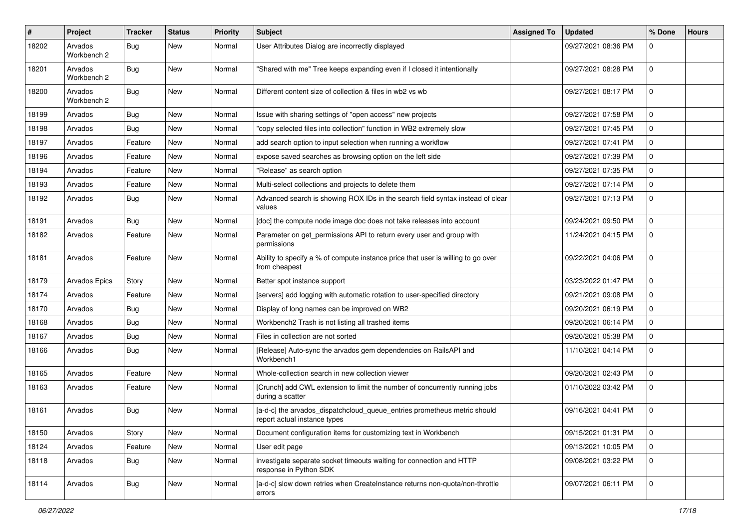| # | Project | Tracker | Status | Priority | Subject | Assigned To | Updated | % Done | Hours |
|---|---|---|---|---|---|---|---|---|---|
| 18202 | Arvados Workbench 2 | Bug | New | Normal | User Attributes Dialog are incorrectly displayed | | 09/27/2021 08:36 PM | 0 | |
| 18201 | Arvados Workbench 2 | Bug | New | Normal | "Shared with me" Tree keeps expanding even if I closed it intentionally | | 09/27/2021 08:28 PM | 0 | |
| 18200 | Arvados Workbench 2 | Bug | New | Normal | Different content size of collection & files in wb2 vs wb | | 09/27/2021 08:17 PM | 0 | |
| 18199 | Arvados | Bug | New | Normal | Issue with sharing settings of "open access" new projects | | 09/27/2021 07:58 PM | 0 | |
| 18198 | Arvados | Bug | New | Normal | "copy selected files into collection" function in WB2 extremely slow | | 09/27/2021 07:45 PM | 0 | |
| 18197 | Arvados | Feature | New | Normal | add search option to input selection when running a workflow | | 09/27/2021 07:41 PM | 0 | |
| 18196 | Arvados | Feature | New | Normal | expose saved searches as browsing option on the left side | | 09/27/2021 07:39 PM | 0 | |
| 18194 | Arvados | Feature | New | Normal | "Release" as search option | | 09/27/2021 07:35 PM | 0 | |
| 18193 | Arvados | Feature | New | Normal | Multi-select collections and projects to delete them | | 09/27/2021 07:14 PM | 0 | |
| 18192 | Arvados | Bug | New | Normal | Advanced search is showing ROX IDs in the search field syntax instead of clear values | | 09/27/2021 07:13 PM | 0 | |
| 18191 | Arvados | Bug | New | Normal | [doc] the compute node image doc does not take releases into account | | 09/24/2021 09:50 PM | 0 | |
| 18182 | Arvados | Feature | New | Normal | Parameter on get_permissions API to return every user and group with permissions | | 11/24/2021 04:15 PM | 0 | |
| 18181 | Arvados | Feature | New | Normal | Ability to specify a % of compute instance price that user is willing to go over from cheapest | | 09/22/2021 04:06 PM | 0 | |
| 18179 | Arvados Epics | Story | New | Normal | Better spot instance support | | 03/23/2022 01:47 PM | 0 | |
| 18174 | Arvados | Feature | New | Normal | [servers] add logging with automatic rotation to user-specified directory | | 09/21/2021 09:08 PM | 0 | |
| 18170 | Arvados | Bug | New | Normal | Display of long names can be improved on WB2 | | 09/20/2021 06:19 PM | 0 | |
| 18168 | Arvados | Bug | New | Normal | Workbench2 Trash is not listing all trashed items | | 09/20/2021 06:14 PM | 0 | |
| 18167 | Arvados | Bug | New | Normal | Files in collection are not sorted | | 09/20/2021 05:38 PM | 0 | |
| 18166 | Arvados | Bug | New | Normal | [Release] Auto-sync the arvados gem dependencies on RailsAPI and Workbench1 | | 11/10/2021 04:14 PM | 0 | |
| 18165 | Arvados | Feature | New | Normal | Whole-collection search in new collection viewer | | 09/20/2021 02:43 PM | 0 | |
| 18163 | Arvados | Feature | New | Normal | [Crunch] add CWL extension to limit the number of concurrently running jobs during a scatter | | 01/10/2022 03:42 PM | 0 | |
| 18161 | Arvados | Bug | New | Normal | [a-d-c] the arvados_dispatchcloud_queue_entries prometheus metric should report actual instance types | | 09/16/2021 04:41 PM | 0 | |
| 18150 | Arvados | Story | New | Normal | Document configuration items for customizing text in Workbench | | 09/15/2021 01:31 PM | 0 | |
| 18124 | Arvados | Feature | New | Normal | User edit page | | 09/13/2021 10:05 PM | 0 | |
| 18118 | Arvados | Bug | New | Normal | investigate separate socket timeouts waiting for connection and HTTP response in Python SDK | | 09/08/2021 03:22 PM | 0 | |
| 18114 | Arvados | Bug | New | Normal | [a-d-c] slow down retries when CreateInstance returns non-quota/non-throttle errors | | 09/07/2021 06:11 PM | 0 | |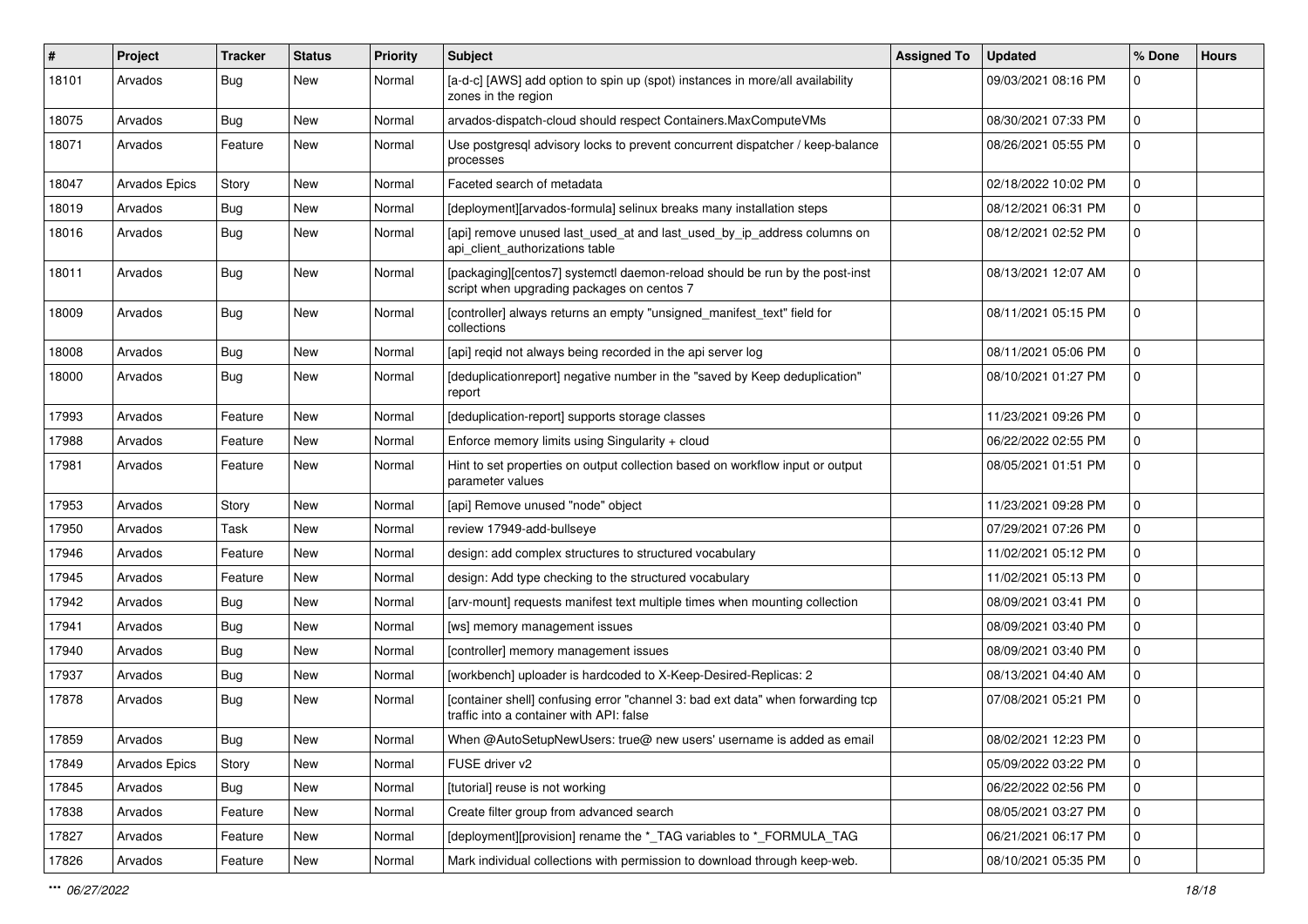| # | Project | Tracker | Status | Priority | Subject | Assigned To | Updated | % Done | Hours |
|---|---|---|---|---|---|---|---|---|---|
| 18101 | Arvados | Bug | New | Normal | [a-d-c] [AWS] add option to spin up (spot) instances in more/all availability zones in the region | | 09/03/2021 08:16 PM | 0 | |
| 18075 | Arvados | Bug | New | Normal | arvados-dispatch-cloud should respect Containers.MaxComputeVMs | | 08/30/2021 07:33 PM | 0 | |
| 18071 | Arvados | Feature | New | Normal | Use postgresql advisory locks to prevent concurrent dispatcher / keep-balance processes | | 08/26/2021 05:55 PM | 0 | |
| 18047 | Arvados Epics | Story | New | Normal | Faceted search of metadata | | 02/18/2022 10:02 PM | 0 | |
| 18019 | Arvados | Bug | New | Normal | [deployment][arvados-formula] selinux breaks many installation steps | | 08/12/2021 06:31 PM | 0 | |
| 18016 | Arvados | Bug | New | Normal | [api] remove unused last_used_at and last_used_by_ip_address columns on api_client_authorizations table | | 08/12/2021 02:52 PM | 0 | |
| 18011 | Arvados | Bug | New | Normal | [packaging][centos7] systemctl daemon-reload should be run by the post-inst script when upgrading packages on centos 7 | | 08/13/2021 12:07 AM | 0 | |
| 18009 | Arvados | Bug | New | Normal | [controller] always returns an empty "unsigned_manifest_text" field for collections | | 08/11/2021 05:15 PM | 0 | |
| 18008 | Arvados | Bug | New | Normal | [api] reqid not always being recorded in the api server log | | 08/11/2021 05:06 PM | 0 | |
| 18000 | Arvados | Bug | New | Normal | [deduplicationreport] negative number in the "saved by Keep deduplication" report | | 08/10/2021 01:27 PM | 0 | |
| 17993 | Arvados | Feature | New | Normal | [deduplication-report] supports storage classes | | 11/23/2021 09:26 PM | 0 | |
| 17988 | Arvados | Feature | New | Normal | Enforce memory limits using Singularity + cloud | | 06/22/2022 02:55 PM | 0 | |
| 17981 | Arvados | Feature | New | Normal | Hint to set properties on output collection based on workflow input or output parameter values | | 08/05/2021 01:51 PM | 0 | |
| 17953 | Arvados | Story | New | Normal | [api] Remove unused "node" object | | 11/23/2021 09:28 PM | 0 | |
| 17950 | Arvados | Task | New | Normal | review 17949-add-bullseye | | 07/29/2021 07:26 PM | 0 | |
| 17946 | Arvados | Feature | New | Normal | design: add complex structures to structured vocabulary | | 11/02/2021 05:12 PM | 0 | |
| 17945 | Arvados | Feature | New | Normal | design: Add type checking to the structured vocabulary | | 11/02/2021 05:13 PM | 0 | |
| 17942 | Arvados | Bug | New | Normal | [arv-mount] requests manifest text multiple times when mounting collection | | 08/09/2021 03:41 PM | 0 | |
| 17941 | Arvados | Bug | New | Normal | [ws] memory management issues | | 08/09/2021 03:40 PM | 0 | |
| 17940 | Arvados | Bug | New | Normal | [controller] memory management issues | | 08/09/2021 03:40 PM | 0 | |
| 17937 | Arvados | Bug | New | Normal | [workbench] uploader is hardcoded to X-Keep-Desired-Replicas: 2 | | 08/13/2021 04:40 AM | 0 | |
| 17878 | Arvados | Bug | New | Normal | [container shell] confusing error "channel 3: bad ext data" when forwarding tcp traffic into a container with API: false | | 07/08/2021 05:21 PM | 0 | |
| 17859 | Arvados | Bug | New | Normal | When @AutoSetupNewUsers: true@ new users' username is added as email | | 08/02/2021 12:23 PM | 0 | |
| 17849 | Arvados Epics | Story | New | Normal | FUSE driver v2 | | 05/09/2022 03:22 PM | 0 | |
| 17845 | Arvados | Bug | New | Normal | [tutorial] reuse is not working | | 06/22/2022 02:56 PM | 0 | |
| 17838 | Arvados | Feature | New | Normal | Create filter group from advanced search | | 08/05/2021 03:27 PM | 0 | |
| 17827 | Arvados | Feature | New | Normal | [deployment][provision] rename the *_TAG variables to *_FORMULA_TAG | | 06/21/2021 06:17 PM | 0 | |
| 17826 | Arvados | Feature | New | Normal | Mark individual collections with permission to download through keep-web. | | 08/10/2021 05:35 PM | 0 | |